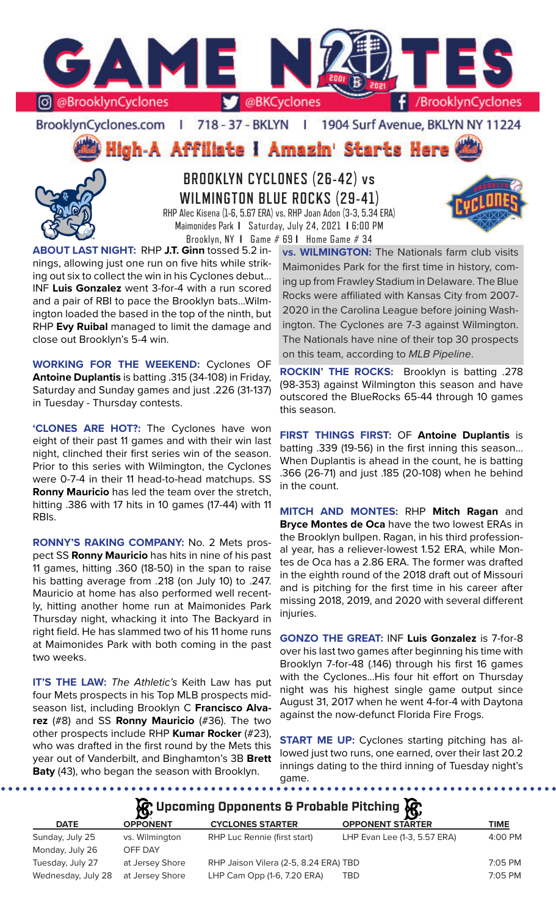# GAME NOTES

@BrooklynCyclones | @BKCyclones | /BrooklynCyclones

BrooklynCyclones.com | 718 - 37 - BKLYN | 1904 Surf Avenue, BKLYN NY 11224

## High-A Affiliate I Amazin' Starts Here

## BROOKLYN CYCLONES (26-42) vs WILMINGTON BLUE ROCKS (29-41)

RHP Alec Kisena (1-6, 5.67 ERA) vs. RHP Joan Adon (3-3, 5.34 ERA)
Maimonides Park I Saturday, July 24, 2021 I 6:00 PM
Brooklyn, NY I Game # 69 I Home Game # 34

**ABOUT LAST NIGHT:** RHP **J.T. Ginn** tossed 5.2 innings, allowing just one run on five hits while striking out six to collect the win in his Cyclones debut... INF **Luis Gonzalez** went 3-for-4 with a run scored and a pair of RBI to pace the Brooklyn bats...Wilmington loaded the based in the top of the ninth, but RHP **Evy Ruibal** managed to limit the damage and close out Brooklyn's 5-4 win.

**WORKING FOR THE WEEKEND:** Cyclones OF **Antoine Duplantis** is batting .315 (34-108) in Friday, Saturday and Sunday games and just .226 (31-137) in Tuesday - Thursday contests.

**'CLONES ARE HOT?:** The Cyclones have won eight of their past 11 games and with their win last night, clinched their first series win of the season. Prior to this series with Wilmington, the Cyclones were 0-7-4 in their 11 head-to-head matchups. SS **Ronny Mauricio** has led the team over the stretch, hitting .386 with 17 hits in 10 games (17-44) with 11 RBIs.

**RONNY'S RAKING COMPANY:** No. 2 Mets prospect SS **Ronny Mauricio** has hits in nine of his past 11 games, hitting .360 (18-50) in the span to raise his batting average from .218 (on July 10) to .247. Mauricio at home has also performed well recently, hitting another home run at Maimonides Park Thursday night, whacking it into The Backyard in right field. He has slammed two of his 11 home runs at Maimonides Park with both coming in the past two weeks.

**IT'S THE LAW:** *The Athletic's* Keith Law has put four Mets prospects in his Top MLB prospects midseason list, including Brooklyn C **Francisco Alvarez** (#8) and SS **Ronny Mauricio** (#36). The two other prospects include RHP **Kumar Rocker** (#23), who was drafted in the first round by the Mets this year out of Vanderbilt, and Binghamton's 3B **Brett Baty** (43), who began the season with Brooklyn.

**vs. WILMINGTON:** The Nationals farm club visits Maimonides Park for the first time in history, coming up from Frawley Stadium in Delaware. The Blue Rocks were affiliated with Kansas City from 2007-2020 in the Carolina League before joining Washington. The Cyclones are 7-3 against Wilmington. The Nationals have nine of their top 30 prospects on this team, according to *MLB Pipeline*.

**ROCKIN' THE ROCKS:** Brooklyn is batting .278 (98-353) against Wilmington this season and have outscored the BlueRocks 65-44 through 10 games this season.

**FIRST THINGS FIRST:** OF **Antoine Duplantis** is batting .339 (19-56) in the first inning this season... When Duplantis is ahead in the count, he is batting .366 (26-71) and just .185 (20-108) when he behind in the count.

**MITCH AND MONTES:** RHP **Mitch Ragan** and **Bryce Montes de Oca** have the two lowest ERAs in the Brooklyn bullpen. Ragan, in his third professional year, has a reliever-lowest 1.52 ERA, while Montes de Oca has a 2.86 ERA. The former was drafted in the eighth round of the 2018 draft out of Missouri and is pitching for the first time in his career after missing 2018, 2019, and 2020 with several different injuries.

**GONZO THE GREAT:** INF **Luis Gonzalez** is 7-for-8 over his last two games after beginning his time with Brooklyn 7-for-48 (.146) through his first 16 games with the Cyclones...His four hit effort on Thursday night was his highest single game output since August 31, 2017 when he went 4-for-4 with Daytona against the now-defunct Florida Fire Frogs.

**START ME UP:** Cyclones starting pitching has allowed just two runs, one earned, over their last 20.2 innings dating to the third inning of Tuesday night's game.

### Upcoming Opponents & Probable Pitching

| DATE | OPPONENT | CYCLONES STARTER | OPPONENT STARTER | TIME |
|---|---|---|---|---|
| Sunday, July 25 | vs. Wilmington | RHP Luc Rennie (first start) | LHP Evan Lee (1-3, 5.57 ERA) | 4:00 PM |
| Monday, July 26 | OFF DAY | | | |
| Tuesday, July 27 | at Jersey Shore | RHP Jaison Vilera (2-5, 8.24 ERA) | TBD | 7:05 PM |
| Wednesday, July 28 | at Jersey Shore | LHP Cam Opp (1-6, 7.20 ERA) | TBD | 7:05 PM |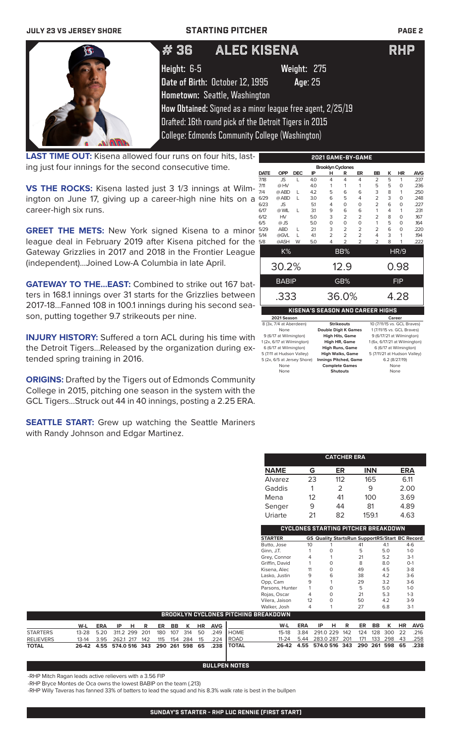JULY 23 VS JERSEY SHORE — STARTING PITCHER

# # 36 ALEC KISENA — RHP

Height: 6-5 Weight: 275
Date of Birth: October 12, 1995 Age: 25
Hometown: Seattle, Washington
How Obtained: Signed as a minor league free agent, 2/25/19
Drafted: 16th round pick of the Detroit Tigers in 2015
College: Edmonds Community College (Washington)

**LAST TIME OUT:** Kisena allowed four runs on four hits, lasting just four innings for the second consecutive time.

**VS THE ROCKS:** Kisena lasted just 3 1/3 innings at Wilmington on June 17, giving up a career-high nine hits on a career-high six runs.

**GREET THE METS:** New York signed Kisena to a minor league deal in February 2019 after Kisena pitched for the Gateway Grizzlies in 2017 and 2018 in the Frontier League (independent)...Joined Low-A Columbia in late April.

**GATEWAY TO THE...EAST:** Combined to strike out 167 batters in 168.1 innings over 31 starts for the Grizzlies between 2017-18...Fanned 108 in 100.1 innings during his second season, putting together 9.7 strikeouts per nine.

**INJURY HISTORY:** Suffered a torn ACL during his time with the Detroit Tigers...Released by the organization during extended spring training in 2016.

**ORIGINS:** Drafted by the Tigers out of Edmonds Community College in 2015, pitching one season in the system with the GCL Tigers...Struck out 44 in 40 innings, posting a 2.25 ERA.

**SEATTLE START:** Grew up watching the Seattle Mariners with Randy Johnson and Edgar Martinez.

## 2021 GAME-BY-GAME

Brooklyn Cyclones

| DATE | OPP | DEC | IP | H | R | ER | BB | K | HR | AVG |
|---|---|---|---|---|---|---|---|---|---|---|
| 7/18 | JS | L | 4.0 | 4 | 4 | 4 | 2 | 5 | 1 | .237 |
| 7/11 | @ HV | | 4.0 | 1 | 1 | 1 | 5 | 5 | 0 | .236 |
| 7/4 | @ ABD | L | 4.2 | 5 | 6 | 6 | 3 | 8 | 1 | .250 |
| 6/29 | @ ABD | L | 3.0 | 6 | 5 | 4 | 2 | 3 | 0 | .248 |
| 6/23 | JS | | 5.1 | 4 | 0 | 0 | 2 | 6 | 0 | .227 |
| 6/17 | @ WIL | L | 3.1 | 9 | 6 | 6 | 1 | 4 | 1 | .231 |
| 6/12 | HV | | 5.0 | 3 | 2 | 2 | 2 | 8 | 0 | .167 |
| 6/5 | @ JS | | 5.0 | 0 | 0 | 0 | 1 | 5 | 0 | .164 |
| 5/29 | ABD | L | 2.1 | 3 | 2 | 2 | 2 | 6 | 0 | .220 |
| 5/14 | @GVL | L | 4.1 | 2 | 2 | 2 | 4 | 3 | 1 | .194 |
| 5/8 | @ASH | W | 5.0 | 4 | 2 | 2 | 2 | 8 | 1 | .222 |

| K% | BB% | HR/9 |
|---|---|---|
| 30.2% | 12.9 | 0.98 |

| BABIP | GB% | FIP |
|---|---|---|
| .333 | 36.0% | 4.28 |

## KISENA'S SEASON AND CAREER HIGHS

| 2021 Season | | Career |
|---|---|---|
| 8 (3x, 7/4 at Aberdeen) | Strikeouts | 10 (7/11/15 vs. GCL Braves) |
| None | Double Digit K Games | 1 (7/11/15 vs. GCL Braves) |
| 9 (6/17 at Wilmington) | High Hits, Game | 9 (6/17/21 at Wilmington) |
| 1 (2x, 6/17 at Wilmington) | High HR, Game | 1 (6x, 6/17/21 at Wilmington) |
| 6 (6/17 at Wilmington) | High Runs, Game | 6 (6/17 at Wilmington) |
| 5 (7/11 at Hudson Valley) | High Walks, Game | 5 (7/11/21 at Hudson Valley) |
| 5 (2x, 6/5 at Jersey Shore) | Innings Pitched, Game | 6.2 (8/27/19) |
| None | Complete Games | None |
| None | Shutouts | None |

## CATCHER ERA

| NAME | G | ER | INN | ERA |
|---|---|---|---|---|
| Alvarez | 23 | 112 | 165 | 6.11 |
| Gaddis | 1 | 2 | 9 | 2.00 |
| Mena | 12 | 41 | 100 | 3.69 |
| Senger | 9 | 44 | 81 | 4.89 |
| Uriarte | 21 | 82 | 159.1 | 4.63 |

## CYCLONES STARTING PITCHER BREAKDOWN

| STARTER | GS | Quality Starts | Run Support | RS/Start | BC Record |
|---|---|---|---|---|---|
| Butto, Jose | 10 | 1 | 41 | 4.1 | 4-6 |
| Ginn, J.T. | 1 | 0 | 5 | 5.0 | 1-0 |
| Grey, Connor | 4 | 1 | 21 | 5.2 | 3-1 |
| Griffin, David | 1 | 0 | 8 | 8.0 | 0-1 |
| Kisena, Alec | 11 | 0 | 49 | 4.5 | 3-8 |
| Lasko, Justin | 9 | 6 | 38 | 4.2 | 3-6 |
| Opp, Cam | 9 | 1 | 29 | 3.2 | 3-6 |
| Parsons, Hunter | 1 | 0 | 5 | 5.0 | 1-0 |
| Rojas, Oscar | 4 | 0 | 21 | 5.3 | 1-3 |
| Vilera, Jaison | 12 | 0 | 50 | 4.2 | 3-9 |
| Walker, Josh | 4 | 1 | 27 | 6.8 | 3-1 |

## BROOKLYN CYCLONES PITCHING BREAKDOWN

| | W-L | ERA | IP | H | R | ER | BB | K | HR | AVG |
|---|---|---|---|---|---|---|---|---|---|---|
| STARTERS | 13-28 | 5.20 | 311.2 | 299 | 201 | 180 | 107 | 314 | 50 | .249 |
| RELIEVERS | 13-14 | 3.95 | 262.1 | 217 | 142 | 115 | 154 | 284 | 15 | .224 |
| TOTAL | 26-42 | 4.55 | 574.0 | 516 | 343 | 290 | 261 | 598 | 65 | .238 |

| | W-L | ERA | IP | H | R | ER | BB | K | HR | AVG |
|---|---|---|---|---|---|---|---|---|---|---|
| HOME | 15-18 | 3.84 | 291.0 | 229 | 142 | 124 | 128 | 300 | 22 | .216 |
| ROAD | 11-24 | 5.44 | 283.0 | 287 | 201 | 171 | 133 | 298 | 43 | .258 |
| TOTAL | 26-42 | 4.55 | 574.0 | 516 | 343 | 290 | 261 | 598 | 65 | .238 |

## BULLPEN NOTES

-RHP Mitch Ragan leads active relievers with a 3.56 FIP

-RHP Bryce Montes de Oca owns the lowest BABIP on the team (.213)

-RHP Willy Taveras has fanned 33% of batters to lead the squad and his 8.3% walk rate is best in the bullpen

## SUNDAY'S STARTER - RHP LUC RENNIE (FIRST START)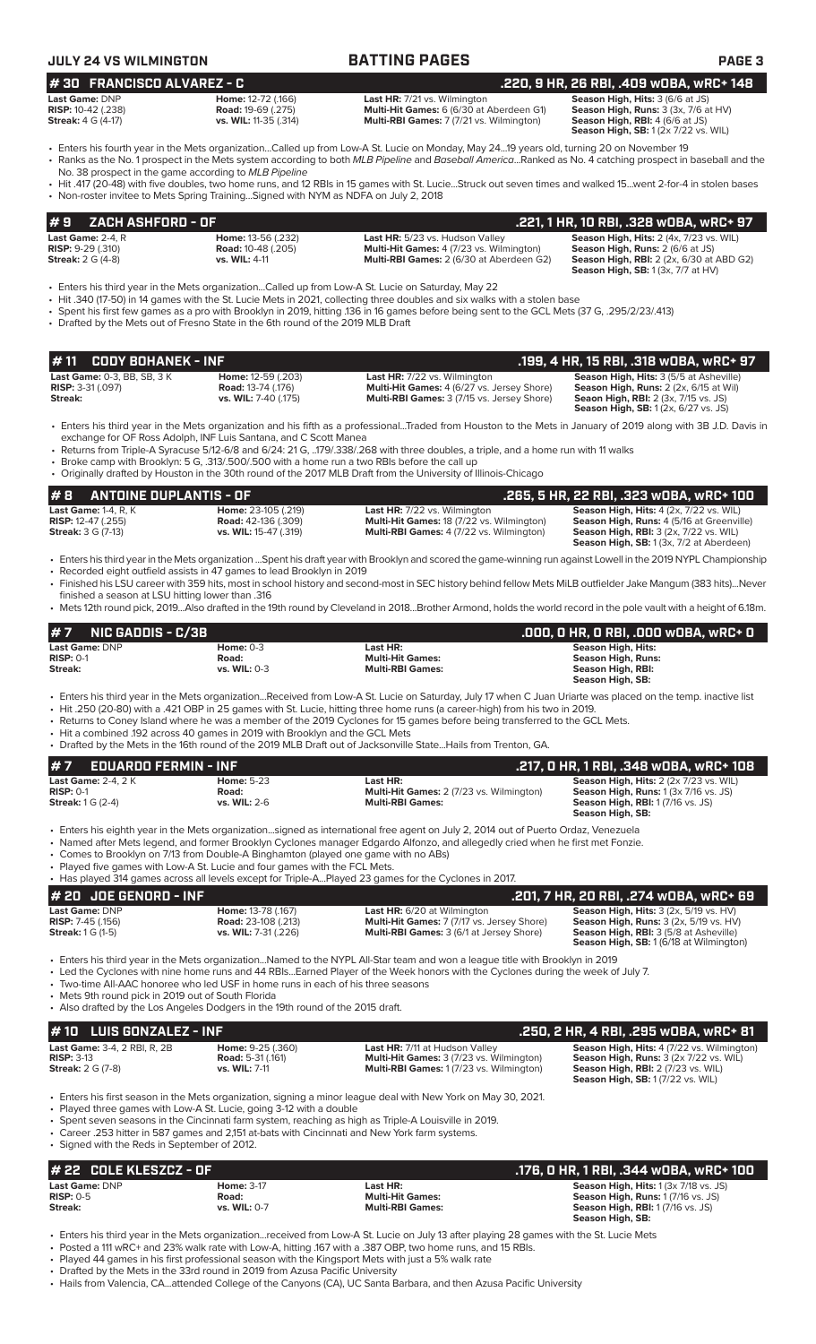## # 30 FRANCISCO ALVAREZ - C — .220, 9 HR, 26 RBI, .409 wOBA, wRC+ 148

| | | | |
|---|---|---|---|
| **Last Game:** DNP | **Home:** 12-72 (.166) | **Last HR:** 7/21 vs. Wilmington | **Season High, Hits:** 3 (6/6 at JS) |
| **RISP:** 10-42 (.238) | **Road:** 19-69 (.275) | **Multi-Hit Games:** 6 (6/30 at Aberdeen G1) | **Season High, Runs:** 3 (3x, 7/6 at HV) |
| **Streak:** 4 G (4-17) | **vs. WIL:** 11-35 (.314) | **Multi-RBI Games:** 7 (7/21 vs. Wilmington) | **Season High, RBI:** 4 (6/6 at JS) |
| | | | **Season High, SB:** 1 (2x 7/22 vs. WIL) |

- Enters his fourth year in the Mets organization...Called up from Low-A St. Lucie on Monday, May 24...19 years old, turning 20 on November 19
- Ranks as the No. 1 prospect in the Mets system according to both *MLB Pipeline* and *Baseball America*...Ranked as No. 4 catching prospect in baseball and the No. 38 prospect in the game according to *MLB Pipeline*
- Hit .417 (20-48) with five doubles, two home runs, and 12 RBIs in 15 games with St. Lucie...Struck out seven times and walked 15...went 2-for-4 in stolen bases
- Non-roster invitee to Mets Spring Training...Signed with NYM as NDFA on July 2, 2018

## # 9 ZACH ASHFORD - OF — .221, 1 HR, 10 RBI, .328 wOBA, wRC+ 97

| | | | |
|---|---|---|---|
| **Last Game:** 2-4, R | **Home:** 13-56 (.232) | **Last HR:** 5/23 vs. Hudson Valley | **Season High, Hits:** 2 (4x, 7/23 vs. WIL) |
| **RISP:** 9-29 (.310) | **Road:** 10-48 (.205) | **Multi-Hit Games:** 4 (7/23 vs. Wilmington) | **Season High, Runs:** 2 (6/6 at JS) |
| **Streak:** 2 G (4-8) | **vs. WIL:** 4-11 | **Multi-RBI Games:** 2 (6/30 at Aberdeen G2) | **Season High, RBI:** 2 (2x, 6/30 at ABD G2) |
| | | | **Season High, SB:** 1 (3x, 7/7 at HV) |

- Enters his third year in the Mets organization...Called up from Low-A St. Lucie on Saturday, May 22
- Hit .340 (17-50) in 14 games with the St. Lucie Mets in 2021, collecting three doubles and six walks with a stolen base
- Spent his first few games as a pro with Brooklyn in 2019, hitting .136 in 16 games before being sent to the GCL Mets (37 G, .295/2/23/.413)
- Drafted by the Mets out of Fresno State in the 6th round of the 2019 MLB Draft

## # 11 CODY BOHANEK - INF — .199, 4 HR, 15 RBI, .318 wOBA, wRC+ 97

| | | | |
|---|---|---|---|
| **Last Game:** 0-3, BB, SB, 3 K | **Home:** 12-59 (.203) | **Last HR:** 7/22 vs. Wilmington | **Season High, Hits:** 3 (5/5 at Asheville) |
| **RISP:** 3-31 (.097) | **Road:** 13-74 (.176) | **Multi-Hit Games:** 4 (6/27 vs. Jersey Shore) | **Season High, Runs:** 2 (2x, 6/15 at Wil) |
| **Streak:** | **vs. WIL:** 7-40 (.175) | **Multi-RBI Games:** 3 (7/15 vs. Jersey Shore) | **Seaon High, RBI:** 2 (3x, 7/15 vs. JS) |
| | | | **Season High, SB:** 1 (2x, 6/27 vs. JS) |

- Enters his third year in the Mets organization and his fifth as a professional...Traded from Houston to the Mets in January of 2019 along with 3B J.D. Davis in exchange for OF Ross Adolph, INF Luis Santana, and C Scott Manea
- Returns from Triple-A Syracuse 5/12-6/8 and 6/24: 21 G, ..179/.338/.268 with three doubles, a triple, and a home run with 11 walks
- Broke camp with Brooklyn: 5 G, .313/.500/.500 with a home run a two RBIs before the call up
- Originally drafted by Houston in the 30th round of the 2017 MLB Draft from the University of Illinois-Chicago

## # 8 ANTOINE DUPLANTIS - OF — .265, 5 HR, 22 RBI, .323 wOBA, wRC+ 100

| | | | |
|---|---|---|---|
| **Last Game:** 1-4, R, K | **Home:** 23-105 (.219) | **Last HR:** 7/22 vs. Wilmington | **Season High, Hits:** 4 (2x, 7/22 vs. WIL) |
| **RISP:** 12-47 (.255) | **Road:** 42-136 (.309) | **Multi-Hit Games:** 18 (7/22 vs. Wilmington) | **Season High, Runs:** 4 (5/16 at Greenville) |
| **Streak:** 3 G (7-13) | **vs. WIL:** 15-47 (.319) | **Multi-RBI Games:** 4 (7/22 vs. Wilmington) | **Season High, RBI:** 3 (2x, 7/22 vs. WIL) |
| | | | **Season High, SB:** 1 (3x, 7/2 at Aberdeen) |

- Enters his third year in the Mets organization ...Spent his draft year with Brooklyn and scored the game-winning run against Lowell in the 2019 NYPL Championship
- Recorded eight outfield assists in 47 games to lead Brooklyn in 2019
- Finished his LSU career with 359 hits, most in school history and second-most in SEC history behind fellow Mets MiLB outfielder Jake Mangum (383 hits)...Never finished a season at LSU hitting lower than .316
- Mets 12th round pick, 2019...Also drafted in the 19th round by Cleveland in 2018...Brother Armond, holds the world record in the pole vault with a height of 6.18m.

## # 7 NIC GADDIS - C/3B — .000, 0 HR, 0 RBI, .000 wOBA, wRC+ 0

| | | | |
|---|---|---|---|
| **Last Game:** DNP | **Home:** 0-3 | **Last HR:** | **Season High, Hits:** |
| **RISP:** 0-1 | **Road:** | **Multi-Hit Games:** | **Season High, Runs:** |
| **Streak:** | **vs. WIL:** 0-3 | **Multi-RBI Games:** | **Season High, RBI:** |
| | | | **Season High, SB:** |

- Enters his third year in the Mets organization...Received from Low-A St. Lucie on Saturday, July 17 when C Juan Uriarte was placed on the temp. inactive list
- Hit .250 (20-80) with a .421 OBP in 25 games with St. Lucie, hitting three home runs (a career-high) from his two in 2019.
- Returns to Coney Island where he was a member of the 2019 Cyclones for 15 games before being transferred to the GCL Mets.
- Hit a combined .192 across 40 games in 2019 with Brooklyn and the GCL Mets
- Drafted by the Mets in the 16th round of the 2019 MLB Draft out of Jacksonville State...Hails from Trenton, GA.

## # 7 EDUARDO FERMIN - INF — .217, 0 HR, 1 RBI, .348 wOBA, wRC+ 108

| | | | |
|---|---|---|---|
| **Last Game:** 2-4, 2 K | **Home:** 5-23 | **Last HR:** | **Season High, Hits:** 2 (2x 7/23 vs. WIL) |
| **RISP:** 0-1 | **Road:** | **Multi-Hit Games:** 2 (7/23 vs. Wilmington) | **Season High, Runs:** 1 (3x 7/16 vs. JS) |
| **Streak:** 1 G (2-4) | **vs. WIL:** 2-6 | **Multi-RBI Games:** | **Season High, RBI:** 1 (7/16 vs. JS) |
| | | | **Season High, SB:** |

- Enters his eighth year in the Mets organization...signed as international free agent on July 2, 2014 out of Puerto Ordaz, Venezuela
- Named after Mets legend, and former Brooklyn Cyclones manager Edgardo Alfonzo, and allegedly cried when he first met Fonzie.
- Comes to Brooklyn on 7/13 from Double-A Binghamton (played one game with no ABs)
- Played five games with Low-A St. Lucie and four games with the FCL Mets.
- Has played 314 games across all levels except for Triple-A...Played 23 games for the Cyclones in 2017.

## # 20 JOE GENORD - INF — .201, 7 HR, 20 RBI, .274 wOBA, wRC+ 69

| | | | |
|---|---|---|---|
| **Last Game:** DNP | **Home:** 13-78 (.167) | **Last HR:** 6/20 at Wilmington | **Season High, Hits:** 3 (2x, 5/19 vs. HV) |
| **RISP:** 7-45 (.156) | **Road:** 23-108 (.213) | **Multi-Hit Games:** 7 (7/17 vs. Jersey Shore) | **Season High, Runs:** 3 (2x, 5/19 vs. HV) |
| **Streak:** 1 G (1-5) | **vs. WIL:** 7-31 (.226) | **Multi-RBI Games:** 3 (6/1 at Jersey Shore) | **Season High, RBI:** 3 (5/8 at Asheville) |
| | | | **Season High, SB:** 1 (6/18 at Wilmington) |

- Enters his third year in the Mets organization...Named to the NYPL All-Star team and won a league title with Brooklyn in 2019
- Led the Cyclones with nine home runs and 44 RBIs...Earned Player of the Week honors with the Cyclones during the week of July 7.
- Two-time All-AAC honoree who led USF in home runs in each of his three seasons
- Mets 9th round pick in 2019 out of South Florida
- Also drafted by the Los Angeles Dodgers in the 19th round of the 2015 draft.

## # 10 LUIS GONZALEZ - INF — .250, 2 HR, 4 RBI, .295 wOBA, wRC+ 81

| | | | |
|---|---|---|---|
| **Last Game:** 3-4, 2 RBI, R, 2B | **Home:** 9-25 (.360) | **Last HR:** 7/11 at Hudson Valley | **Season High, Hits:** 4 (7/22 vs. Wilmington) |
| **RISP:** 3-13 | **Road:** 5-31 (.161) | **Multi-Hit Games:** 3 (7/23 vs. Wilmington) | **Season High, Runs:** 3 (2x 7/22 vs. WIL) |
| **Streak:** 2 G (7-8) | **vs. WIL:** 7-11 | **Multi-RBI Games:** 1 (7/23 vs. Wilmington) | **Season High, RBI:** 2 (7/23 vs. WIL) |
| | | | **Season High, SB:** 1 (7/22 vs. WIL) |

- Enters his first season in the Mets organization, signing a minor league deal with New York on May 30, 2021.
- Played three games with Low-A St. Lucie, going 3-12 with a double
- Spent seven seasons in the Cincinnati farm system, reaching as high as Triple-A Louisville in 2019.
- Career .253 hitter in 587 games and 2,151 at-bats with Cincinnati and New York farm systems.
- Signed with the Reds in September of 2012.

## # 22 COLE KLESZCZ - OF — .176, 0 HR, 1 RBI, .344 wOBA, wRC+ 100

| | | | |
|---|---|---|---|
| **Last Game:** DNP | **Home:** 3-17 | **Last HR:** | **Season High, Hits:** 1 (3x 7/18 vs. JS) |
| **RISP:** 0-5 | **Road:** | **Multi-Hit Games:** | **Season High, Runs:** 1 (7/16 vs. JS) |
| **Streak:** | **vs. WIL:** 0-7 | **Multi-RBI Games:** | **Season High, RBI:** 1 (7/16 vs. JS) |
| | | | **Season High, SB:** |

- Enters his third year in the Mets organization...received from Low-A St. Lucie on July 13 after playing 28 games with the St. Lucie Mets
- Posted a 111 wRC+ and 23% walk rate with Low-A, hitting .167 with a .387 OBP, two home runs, and 15 RBIs.
- Played 44 games in his first professional season with the Kingsport Mets with just a 5% walk rate
- Drafted by the Mets in the 33rd round in 2019 from Azusa Pacific University
- Hails from Valencia, CA...attended College of the Canyons (CA), UC Santa Barbara, and then Azusa Pacific University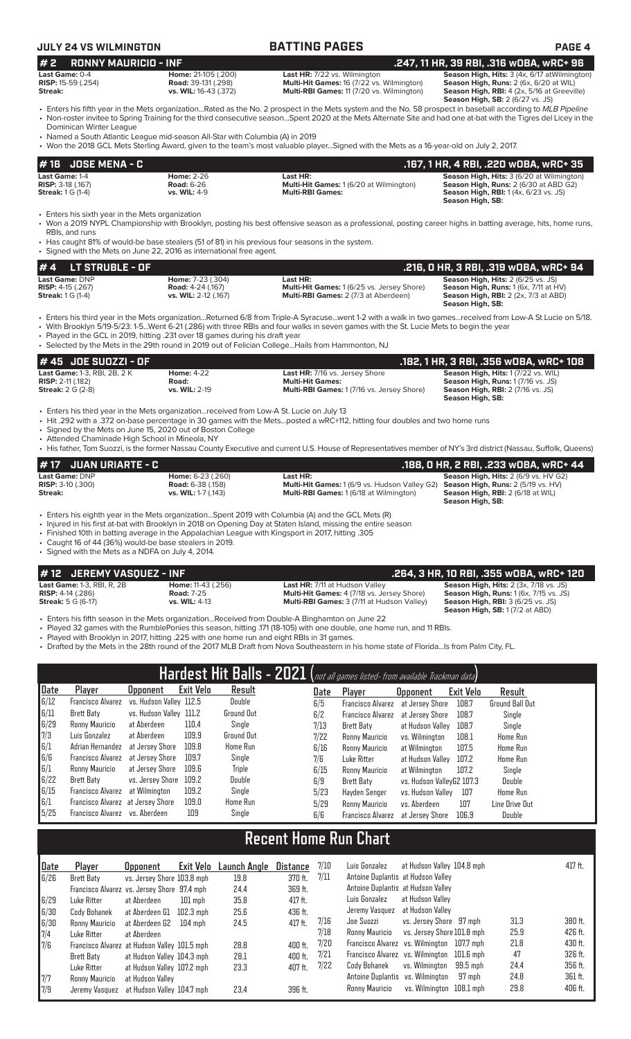**JULY 24 VS WILMINGTON** | **BATTING PAGES**

## # 2 RONNY MAURICIO - INF — .247, 11 HR, 39 RBI, .316 wOBA, wRC+ 96

| | | | |
|---|---|---|---|
| **Last Game:** 0-4 | **Home:** 21-105 (.200) | **Last HR:** 7/22 vs. Wilmington | **Season High, Hits:** 3 (4x, 6/17 atWilmington) |
| **RISP:** 15-59 (.254) | **Road:** 39-131 (.298) | **Multi-Hit Games:** 16 (7/22 vs. Wilmington) | **Season High, Runs:** 2 (6x, 6/20 at WIL) |
| **Streak:** | **vs. WIL:** 16-43 (.372) | **Multi-RBI Games:** 11 (7/20 vs. Wilmington) | **Season High, RBI:** 4 (2x, 5/16 at Greeville) |
| | | | **Season High, SB:** 2 (6/27 vs. JS) |

- Enters his fifth year in the Mets organization...Rated as the No. 2 prospect in the Mets system and the No. 58 prospect in baseball according to *MLB Pipeline*
- Non-roster invitee to Spring Training for the third consecutive season...Spent 2020 at the Mets Alternate Site and had one at-bat with the Tigres del Licey in the Dominican Winter League
- Named a South Atlantic League mid-season All-Star with Columbia (A) in 2019
- Won the 2018 GCL Mets Sterling Award, given to the team's most valuable player...Signed with the Mets as a 16-year-old on July 2, 2017.

## # 16 JOSE MENA - C — .167, 1 HR, 4 RBI, .220 wOBA, wRC+ 35

| | | | |
|---|---|---|---|
| **Last Game:** 1-4 | **Home:** 2-26 | **Last HR:** | **Season High, Hits:** 3 (6/20 at Wilmington) |
| **RISP:** 3-18 (.167) | **Road:** 6-26 | **Multi-Hit Games:** 1 (6/20 at Wilmington) | **Season High, Runs:** 2 (6/30 at ABD G2) |
| **Streak:** 1 G (1-4) | **vs. WIL:** 4-9 | **Multi-RBI Games:** | **Season High, RBI:** 1 (4x, 6/23 vs. JS) |
| | | | **Season High, SB:** |

- Enters his sixth year in the Mets organization
- Won a 2019 NYPL Championship with Brooklyn, posting his best offensive season as a professional, posting career highs in batting average, hits, home runs, RBIs, and runs
- Has caught 81% of would-be base stealers (51 of 81) in his previous four seasons in the system.
- Signed with the Mets on June 22, 2016 as international free agent.

## # 4 LT STRUBLE - OF — .216, 0 HR, 3 RBI, .319 wOBA, wRC+ 94

| | | | |
|---|---|---|---|
| **Last Game:** DNP | **Home:** 7-23 (.304) | **Last HR:** | **Season High, Hits:** 2 (6/25 vs. JS) |
| **RISP:** 4-15 (.267) | **Road:** 4-24 (.167) | **Multi-Hit Games:** 1 (6/25 vs. Jersey Shore) | **Season High, Runs:** 1 (6x, 7/11 at HV) |
| **Streak:** 1 G (1-4) | **vs. WIL:** 2-12 (.167) | **Multi-RBI Games:** 2 (7/3 at Aberdeen) | **Season High, RBI:** 2 (2x, 7/3 at ABD) |
| | | | **Season High, SB:** |

- Enters his third year in the Mets organization...Returned 6/8 from Triple-A Syracuse...went 1-2 with a walk in two games...received from Low-A St Lucie on 5/18.
- With Brooklyn 5/19-5/23: 1-5...Went 6-21 (.286) with three RBIs and four walks in seven games with the St. Lucie Mets to begin the year
- Played in the GCL in 2019, hitting .231 over 18 games during his draft year
- Selected by the Mets in the 29th round in 2019 out of Felician College...Hails from Hammonton, NJ

## # 45 JOE SUOZZI - OF — .182, 1 HR, 3 RBI, .356 wOBA, wRC+ 108

| | | | |
|---|---|---|---|
| **Last Game:** 1-3, RBI, 2B, 2 K | **Home:** 4-22 | **Last HR:** 7/16 vs. Jersey Shore | **Season High, Hits:** 1 (7/22 vs. WIL) |
| **RISP:** 2-11 (.182) | **Road:** | **Multi-Hit Games:** | **Season High, Runs:** 1 (7/16 vs. JS) |
| **Streak:** 2 G (2-8) | **vs. WIL:** 2-19 | **Multi-RBI Games:** 1 (7/16 vs. Jersey Shore) | **Season High, RBI:** 2 (7/16 vs. JS) |
| | | | **Season High, SB:** |

- Enters his third year in the Mets organization...received from Low-A St. Lucie on July 13
- Hit .292 with a .372 on-base percentage in 30 games with the Mets...posted a wRC+112, hitting four doubles and two home runs
- Signed by the Mets on June 15, 2020 out of Boston College
- Attended Chaminade High School in Mineola, NY
- His father, Tom Suozzi, is the former Nassau County Executive and current U.S. House of Representatives member of NY's 3rd district (Nassau, Suffolk, Queens)

## # 17 JUAN URIARTE - C — .188, 0 HR, 2 RBI, .233 wOBA, wRC+ 44

| | | | |
|---|---|---|---|
| **Last Game:** DNP | **Home:** 6-23 (.260) | **Last HR:** | **Season High, Hits:** 2 (6/9 vs. HV G2) |
| **RISP:** 3-10 (.300) | **Road:** 6-38 (.158) | **Multi-Hit Games:** 1 (6/9 vs. Hudson Valley G2) | **Season High, Runs:** 2 (5/19 vs. HV) |
| **Streak:** | **vs. WIL:** 1-7 (.143) | **Multi-RBI Games:** 1 (6/18 at Wilmington) | **Season High, RBI:** 2 (6/18 at WIL) |
| | | | **Season High, SB:** |

- Enters his eighth year in the Mets organization...Spent 2019 with Columbia (A) and the GCL Mets (R)
- Injured in his first at-bat with Brooklyn in 2018 on Opening Day at Staten Island, missing the entire season
- Finished 10th in batting average in the Appalachian League with Kingsport in 2017, hitting .305
- Caught 16 of 44 (36%) would-be base stealers in 2019.
- Signed with the Mets as a NDFA on July 4, 2014.

## # 12 JEREMY VASQUEZ - INF — .264, 3 HR, 10 RBI, .355 wOBA, wRC+ 120

| | | | |
|---|---|---|---|
| **Last Game:** 1-3, RBI, 2B | **Home:** 11-43 (.256) | **Last HR:** 7/11 at Hudson Valley | **Season High, Hits:** 2 (3x, 7/18 vs. JS) |
| **RISP:** 4-14 (.286) | **Road:** 7-25 | **Multi-Hit Games:** 4 (7/18 vs. Jersey Shore) | **Season High, Runs:** 1 (6x, 7/15 vs. JS) |
| **Streak:** 5 G (6-17) | **vs. WIL:** 4-13 | **Multi-RBI Games:** 3 (7/11 at Hudson Valley) | **Season High, RBI:** 3 (6/25 vs. JS) |
| | | | **Season High, SB:** 1 (7/2 at ABD) |

- Enters his fifth season in the Mets organization...Received from Double-A Binghamton on June 22
- Played 32 games with the RumblePonies this season, hitting .171 (18-105) with one double, one home run, and 11 RBIs.
- Played with Brooklyn in 2017, hitting .225 with one home run and eight RBIs in 31 games.
- Drafted by the Mets in the 28th round of the 2017 MLB Draft from Nova Southeastern in his home state of Florida...Is from Palm City, FL.

## Hardest Hit Balls - 2021 (*not all games listed- from available Trackman data*)

| Date | Player | Opponent | Exit Velo | Result |
|---|---|---|---|---|
| 6/12 | Francisco Alvarez | vs. Hudson Valley | 112.5 | Double |
| 6/11 | Brett Baty | vs. Hudson Valley | 111.2 | Ground Out |
| 6/29 | Ronny Mauricio | at Aberdeen | 110.4 | Single |
| 7/3 | Luis Gonzalez | at Aberdeen | 109.9 | Ground Out |
| 6/1 | Adrian Hernandez | at Jersey Shore | 109.8 | Home Run |
| 6/6 | Francisco Alvarez | at Jersey Shore | 109.7 | Single |
| 6/1 | Ronny Mauricio | at Jersey Shore | 109.6 | Triple |
| 6/22 | Brett Baty | vs. Jersey Shore | 109.2 | Double |
| 6/15 | Francisco Alvarez | at Wilmington | 109.2 | Single |
| 6/1 | Francisco Alvarez | at Jersey Shore | 109.0 | Home Run |
| 5/25 | Francisco Alvarez | vs. Aberdeen | 109 | Single |
| 6/5 | Francisco Alvarez | at Jersey Shore | 108.7 | Ground Ball Out |
| 6/2 | Francisco Alvarez | at Jersey Shore | 108.7 | Single |
| 7/13 | Brett Baty | at Hudson Valley | 108.7 | Single |
| 7/22 | Ronny Mauricio | vs. Wilmington | 108.1 | Home Run |
| 6/16 | Ronny Mauricio | at Wilmington | 107.5 | Home Run |
| 7/6 | Luke Ritter | at Hudson Valley | 107.2 | Home Run |
| 6/15 | Ronny Mauricio | at Wilmington | 107.2 | Single |
| 6/9 | Brett Baty | vs. Hudson ValleyG2 | 107.3 | Double |
| 5/23 | Hayden Senger | vs. Hudson Valley | 107 | Home Run |
| 5/29 | Ronny Mauricio | vs. Aberdeen | 107 | Line Drive Out |
| 6/6 | Francisco Alvarez | at Jersey Shore | 106.9 | Double |

## Recent Home Run Chart

| Date | Player | Opponent | Exit Velo | Launch Angle | Distance |
|---|---|---|---|---|---|
| 6/26 | Brett Baty | vs. Jersey Shore | 103.8 mph | 19.8 | 370 ft. |
| | Francisco Alvarez | vs. Jersey Shore | 97.4 mph | 24.4 | 369 ft. |
| 6/29 | Luke Ritter | at Aberdeen | 101 mph | 35.8 | 417 ft. |
| 6/30 | Cody Bohanek | at Aberdeen G1 | 102.3 mph | 25.6 | 436 ft. |
| 6/30 | Ronny Mauricio | at Aberdeen G2 | 104 mph | 24.5 | 417 ft. |
| 7/4 | Luke Ritter | at Aberdeen | | | |
| 7/6 | Francisco Alvarez | at Hudson Valley | 101.5 mph | 28.8 | 400 ft. |
| | Brett Baty | at Hudson Valley | 104.3 mph | 28.1 | 400 ft. |
| | Luke Ritter | at Hudson Valley | 107.2 mph | 23.3 | 407 ft. |
| 7/7 | Ronny Mauricio | at Hudson Valley | | | |
| 7/9 | Jeremy Vasquez | at Hudson Valley | 104.7 mph | 23.4 | 396 ft. |
| 7/10 | Luis Gonzalez | at Hudson Valley | 104.8 mph | | 417 ft. |
| 7/11 | Antoine Duplantis | at Hudson Valley | | | |
| | Antoine Duplantis | at Hudson Valley | | | |
| | Luis Gonzalez | at Hudson Valley | | | |
| | Jeremy Vasquez | at Hudson Valley | | | |
| 7/16 | Joe Suozzi | vs. Jersey Shore | 97 mph | 31.3 | 380 ft. |
| 7/18 | Ronny Mauricio | vs. Jersey Shore | 101.8 mph | 25.9 | 426 ft. |
| 7/20 | Francisco Alvarez | vs. Wilmington | 107.7 mph | 21.8 | 430 ft. |
| 7/21 | Francisco Alvarez | vs. Wilmington | 101.6 mph | 47 | 326 ft. |
| 7/22 | Cody Bohanek | vs. Wilmington | 99.5 mph | 24.4 | 356 ft. |
| | Antoine Duplantis | vs. Wilmington | 97 mph | 24.8 | 361 ft. |
| | Ronny Mauricio | vs. Wilmington | 108.1 mph | 29.8 | 406 ft. |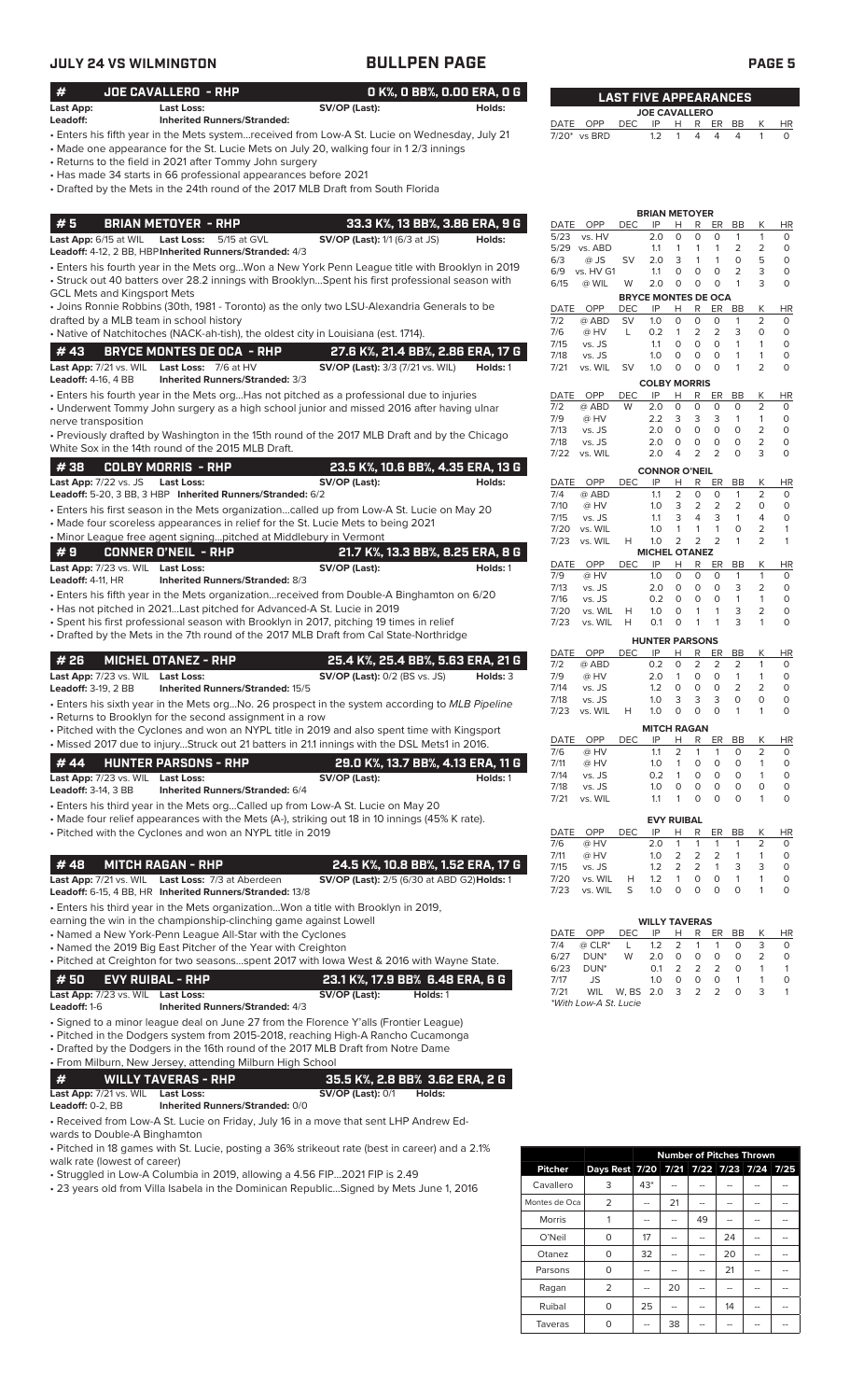## JULY 24 VS WILMINGTON — BULLPEN PAGE

### # JOE CAVALLERO - RHP — 0 K%, 0 BB%, 0.00 ERA, 0 G

**Last App:** **Last Loss:** **SV/OP (Last):** **Holds:**
**Leadoff:** **Inherited Runners/Stranded:**

- Enters his fifth year in the Mets system...received from Low-A St. Lucie on Wednesday, July 21
- Made one appearance for the St. Lucie Mets on July 20, walking four in 1 2/3 innings
- Returns to the field in 2021 after Tommy John surgery
- Has made 34 starts in 66 professional appearances before 2021
- Drafted by the Mets in the 24th round of the 2017 MLB Draft from South Florida

### # 5 BRIAN METOYER - RHP — 33.3 K%, 13 BB%, 3.86 ERA, 9 G

**Last App:** 6/15 at WIL **Last Loss:** 5/15 at GVL **SV/OP (Last):** 1/1 (6/3 at JS) **Holds:**
**Leadoff:** 4-12, 2 BB, HBP **Inherited Runners/Stranded:** 4/3

- Enters his fourth year in the Mets org...Won a New York Penn League title with Brooklyn in 2019
- Struck out 40 batters over 28.2 innings with Brooklyn...Spent his first professional season with GCL Mets and Kingsport Mets
- Joins Ronnie Robbins (30th, 1981 - Toronto) as the only two LSU-Alexandria Generals to be drafted by a MLB team in school history
- Native of Natchitoches (NACK-ah-tish), the oldest city in Louisiana (est. 1714).

### # 43 BRYCE MONTES DE OCA - RHP — 27.6 K%, 21.4 BB%, 2.86 ERA, 17 G

**Last App:** 7/21 vs. WIL **Last Loss:** 7/6 at HV **SV/OP (Last):** 3/3 (7/21 vs. WIL) **Holds:** 1
**Leadoff:** 4-16, 4 BB **Inherited Runners/Stranded:** 3/3

- Enters his fourth year in the Mets org...Has not pitched as a professional due to injuries
- Underwent Tommy John surgery as a high school junior and missed 2016 after having ulnar nerve transposition
- Previously drafted by Washington in the 15th round of the 2017 MLB Draft and by the Chicago White Sox in the 14th round of the 2015 MLB Draft.

### # 38 COLBY MORRIS - RHP — 23.5 K%, 10.6 BB%, 4.35 ERA, 13 G

**Last App:** 7/22 vs. JS **Last Loss:** **SV/OP (Last):** **Holds:**
**Leadoff:** 5-20, 3 BB, 3 HBP **Inherited Runners/Stranded:** 6/2

- Enters his first season in the Mets organization...called up from Low-A St. Lucie on May 20
- Made four scoreless appearances in relief for the St. Lucie Mets to begin 2021
- Minor League free agent signing...pitched at Middlebury in Vermont

### # 9 CONNER O'NEIL - RHP — 21.7 K%, 13.3 BB%, 8.25 ERA, 8 G

**Last App:** 7/23 vs. WIL **Last Loss:** **SV/OP (Last):** **Holds:** 1
**Leadoff:** 4-11, HR **Inherited Runners/Stranded:** 8/3

- Enters his fifth year in the Mets organization...received from Double-A Binghamton on 6/20
- Has not pitched in 2021...Last pitched for Advanced-A St. Lucie in 2019
- Spent his first professional season with Brooklyn in 2017, pitching 19 times in relief
- Drafted by the Mets in the 7th round of the 2017 MLB Draft from Cal State-Northridge

### # 26 MICHEL OTANEZ - RHP — 25.4 K%, 25.4 BB%, 5.63 ERA, 21 G

**Last App:** 7/23 vs. WIL **Last Loss:** **SV/OP (Last):** 0/2 (BS vs. JS) **Holds:** 3
**Leadoff:** 3-19, 2 BB **Inherited Runners/Stranded:** 15/5

- Enters his sixth year in the Mets org...No. 26 prospect in the system according to *MLB Pipeline*
- Returns to Brooklyn for the second assignment in a row
- Pitched with the Cyclones and won an NYPL title in 2019 and also spent time with Kingsport
- Missed 2017 due to injury...Struck out 21 batters in 21.1 innings with the DSL Mets1 in 2016.

### # 44 HUNTER PARSONS - RHP — 29.0 K%, 13.7 BB%, 4.13 ERA, 11 G

**Last App:** 7/23 vs. WIL **Last Loss:** **SV/OP (Last):** **Holds:** 1
**Leadoff:** 3-14, 3 BB **Inherited Runners/Stranded:** 6/4

- Enters his third year in the Mets org...Called up from Low-A St. Lucie on May 20
- Made four relief appearances with the Mets (A-), striking out 18 in 10 innings (45% K rate).
- Pitched with the Cyclones and won an NYPL title in 2019

### # 48 MITCH RAGAN - RHP — 24.5 K%, 10.8 BB%, 1.52 ERA, 17 G

**Last App:** 7/21 vs. WIL **Last Loss:** 7/3 at Aberdeen **SV/OP (Last):** 2/5 (6/30 at ABD G2) **Holds:** 1
**Leadoff:** 6-15, 4 BB, HR **Inherited Runners/Stranded:** 13/8

- Enters his third year in the Mets organization...Won a title with Brooklyn in 2019, earning the win in the championship-clinching game against Lowell
- Named a New York-Penn League All-Star with the Cyclones
- Named the 2019 Big East Pitcher of the Year with Creighton
- Pitched at Creighton for two seasons...spent 2017 with Iowa West & 2016 with Wayne State.

### # 50 EVY RUIBAL - RHP — 23.1 K%, 17.9 BB% 6.48 ERA, 6 G

**Last App:** 7/23 vs. WIL **Last Loss:** **SV/OP (Last):** **Holds:** 1
**Leadoff:** 1-6 **Inherited Runners/Stranded:** 4/3

- Signed to a minor league deal on June 27 from the Florence Y'alls (Frontier League)
- Pitched in the Dodgers system from 2015-2018, reaching High-A Rancho Cucamonga
- Drafted by the Dodgers in the 16th round of the 2017 MLB Draft from Notre Dame
- From Milburn, New Jersey, attending Milburn High School

### # WILLY TAVERAS - RHP — 35.5 K%, 2.8 BB% 3.62 ERA, 2 G

**Last App:** 7/21 vs. WIL **Last Loss:** **SV/OP (Last):** 0/1 **Holds:**
**Leadoff:** 0-2, BB **Inherited Runners/Stranded:** 0/0

- Received from Low-A St. Lucie on Friday, July 16 in a move that sent LHP Andrew Edwards to Double-A Binghamton
- Pitched in 18 games with St. Lucie, posting a 36% strikeout rate (best in career) and a 2.1% walk rate (lowest of career)
- Struggled in Low-A Columbia in 2019, allowing a 4.56 FIP...2021 FIP is 2.49
- 23 years old from Villa Isabela in the Dominican Republic...Signed by Mets June 1, 2016

## LAST FIVE APPEARANCES

**JOE CAVALLERO**

| DATE | OPP | DEC | IP | H | R | ER | BB | K | HR |
|---|---|---|---|---|---|---|---|---|---|
| 7/20* | vs BRD | | 1.2 | 1 | 4 | 4 | 4 | 1 | 0 |

**BRIAN METOYER**

| DATE | OPP | DEC | IP | H | R | ER | BB | K | HR |
|---|---|---|---|---|---|---|---|---|---|
| 5/23 | vs. HV | | 2.0 | 0 | 0 | 0 | 1 | 1 | 0 |
| 5/29 | vs. ABD | | 1.1 | 1 | 1 | 1 | 2 | 2 | 0 |
| 6/3 | @ JS | SV | 2.0 | 3 | 1 | 1 | 0 | 5 | 0 |
| 6/9 | vs. HV G1 | | 1.1 | 0 | 0 | 0 | 2 | 3 | 0 |
| 6/15 | @ WIL | W | 2.0 | 0 | 0 | 0 | 1 | 3 | 0 |

**BRYCE MONTES DE OCA**

| DATE | OPP | DEC | IP | H | R | ER | BB | K | HR |
|---|---|---|---|---|---|---|---|---|---|
| 7/2 | @ ABD | SV | 1.0 | 0 | 0 | 0 | 1 | 2 | 0 |
| 7/6 | @ HV | L | 0.2 | 1 | 2 | 2 | 3 | 0 | 0 |
| 7/15 | vs. JS | | 1.1 | 0 | 0 | 0 | 1 | 1 | 0 |
| 7/18 | vs. JS | | 1.0 | 0 | 0 | 0 | 1 | 1 | 0 |
| 7/21 | vs. WIL | SV | 1.0 | 0 | 0 | 0 | 1 | 2 | 0 |

**COLBY MORRIS**

| DATE | OPP | DEC | IP | H | R | ER | BB | K | HR |
|---|---|---|---|---|---|---|---|---|---|
| 7/2 | @ ABD | W | 2.0 | 0 | 0 | 0 | 0 | 2 | 0 |
| 7/9 | @ HV | | 2.2 | 3 | 3 | 3 | 1 | 1 | 0 |
| 7/13 | vs. JS | | 2.0 | 0 | 0 | 0 | 0 | 2 | 0 |
| 7/18 | vs. JS | | 2.0 | 0 | 0 | 0 | 0 | 2 | 0 |
| 7/22 | vs. WIL | | 2.0 | 4 | 2 | 2 | 0 | 3 | 0 |

**CONNOR O'NEIL**

| DATE | OPP | DEC | IP | H | R | ER | BB | K | HR |
|---|---|---|---|---|---|---|---|---|---|
| 7/4 | @ ABD | | 1.1 | 2 | 0 | 0 | 1 | 2 | 0 |
| 7/10 | @ HV | | 1.0 | 3 | 2 | 2 | 2 | 0 | 0 |
| 7/15 | vs. JS | | 1.1 | 3 | 4 | 3 | 1 | 4 | 0 |
| 7/20 | vs. WIL | | 1.0 | 1 | 1 | 1 | 0 | 2 | 1 |
| 7/23 | vs. WIL | H | 1.0 | 2 | 2 | 2 | 1 | 2 | 1 |

**MICHEL OTANEZ**

| DATE | OPP | DEC | IP | H | R | ER | BB | K | HR |
|---|---|---|---|---|---|---|---|---|---|
| 7/9 | @ HV | | 1.0 | 0 | 0 | 0 | 1 | 0 | 0 |
| 7/13 | vs. JS | | 2.0 | 0 | 0 | 0 | 3 | 2 | 0 |
| 7/16 | vs. JS | | 0.2 | 0 | 0 | 0 | 1 | 1 | 0 |
| 7/20 | vs. WIL | H | 1.0 | 0 | 1 | 1 | 3 | 2 | 0 |
| 7/23 | vs. WIL | H | 0.1 | 0 | 1 | 1 | 3 | 1 | 0 |

**HUNTER PARSONS**

| DATE | OPP | DEC | IP | H | R | ER | BB | K | HR |
|---|---|---|---|---|---|---|---|---|---|
| 7/2 | @ ABD | | 0.2 | 0 | 2 | 2 | 2 | 1 | 0 |
| 7/9 | @ HV | | 2.0 | 1 | 0 | 0 | 1 | 1 | 0 |
| 7/14 | vs. JS | | 1.2 | 0 | 0 | 0 | 2 | 2 | 0 |
| 7/18 | vs. JS | | 1.0 | 3 | 3 | 3 | 0 | 0 | 0 |
| 7/23 | vs. WIL | H | 1.0 | 0 | 0 | 0 | 1 | 1 | 0 |

**MITCH RAGAN**

| DATE | OPP | DEC | IP | H | R | ER | BB | K | HR |
|---|---|---|---|---|---|---|---|---|---|
| 7/6 | @ HV | | 1.1 | 2 | 1 | 1 | 0 | 2 | 0 |
| 7/11 | @ HV | | 1.0 | 1 | 0 | 0 | 0 | 1 | 0 |
| 7/14 | vs. JS | | 0.2 | 1 | 0 | 0 | 0 | 1 | 0 |
| 7/18 | vs. JS | | 1.0 | 0 | 0 | 0 | 0 | 0 | 0 |
| 7/21 | vs. WIL | | 1.1 | 1 | 0 | 0 | 0 | 1 | 0 |

**EVY RUIBAL**

| DATE | OPP | DEC | IP | H | R | ER | BB | K | HR |
|---|---|---|---|---|---|---|---|---|---|
| 7/6 | @ HV | | 2.0 | 1 | 1 | 1 | 1 | 2 | 0 |
| 7/11 | @ HV | | 1.0 | 2 | 2 | 2 | 1 | 1 | 0 |
| 7/15 | vs. JS | | 1.2 | 2 | 2 | 1 | 3 | 3 | 0 |
| 7/20 | vs. WIL | H | 1.2 | 1 | 0 | 0 | 1 | 1 | 0 |
| 7/23 | vs. WIL | S | 1.0 | 0 | 0 | 0 | 0 | 1 | 0 |

**WILLY TAVERAS**

| DATE | OPP | DEC | IP | H | R | ER | BB | K | HR |
|---|---|---|---|---|---|---|---|---|---|
| 7/4 | @ CLR* | L | 1.2 | 2 | 1 | 1 | 0 | 3 | 0 |
| 6/27 | DUN* | W | 2.0 | 0 | 0 | 0 | 0 | 2 | 0 |
| 6/23 | DUN* | | 0.1 | 2 | 2 | 2 | 0 | 1 | 1 |
| 7/17 | JS | | 1.0 | 0 | 0 | 0 | 1 | 1 | 0 |
| 7/21 | WIL | W, BS | 2.0 | 3 | 2 | 2 | 0 | 3 | 1 |

*With Low-A St. Lucie*

| Pitcher | Days Rest | 7/20 | 7/21 | 7/22 | 7/23 | 7/24 | 7/25 |
|---|---|---|---|---|---|---|---|
| | | Number of Pitches Thrown | | | | | |
| Cavallero | 3 | 43* | -- | -- | -- | -- | -- |
| Montes de Oca | 2 | -- | 21 | -- | -- | -- | -- |
| Morris | 1 | -- | -- | 49 | -- | -- | -- |
| O'Neil | 0 | 17 | -- | -- | 24 | -- | -- |
| Otanez | 0 | 32 | -- | -- | 20 | -- | -- |
| Parsons | 0 | -- | -- | -- | 21 | -- | -- |
| Ragan | 2 | -- | 20 | -- | -- | -- | -- |
| Ruibal | 0 | 25 | -- | -- | 14 | -- | -- |
| Taveras | 0 | -- | 38 | -- | -- | -- | -- |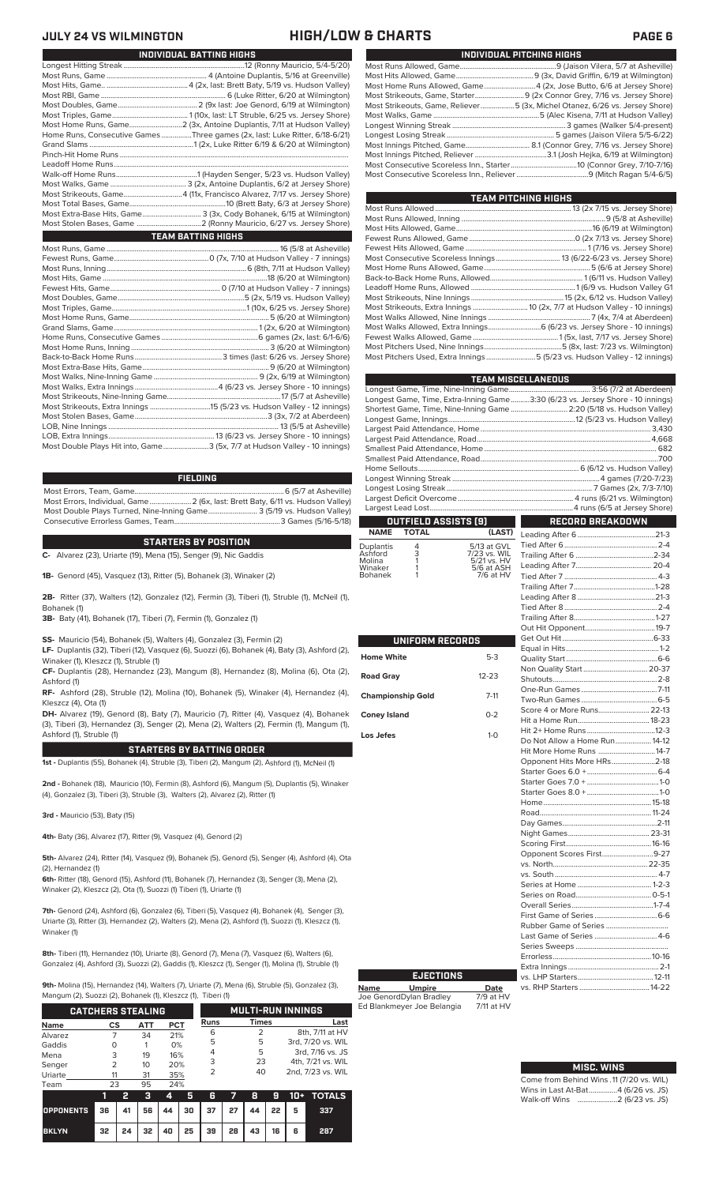# JULY 24 VS WILMINGTON — HIGH/LOW & CHARTS

## INDIVIDUAL BATTING HIGHS

| | |
|---|---|
| Longest Hitting Streak | 12 (Ronny Mauricio, 5/4-5/20) |
| Most Runs, Game | 4 (Antoine Duplantis, 5/16 at Greenville) |
| Most Hits, Game | 4 (2x, last: Brett Baty, 5/19 vs. Hudson Valley) |
| Most RBI, Game | 6 (Luke Ritter, 6/20 at Wilmington) |
| Most Doubles, Game | 2 (9x last: Joe Genord, 6/19 at Wilmington) |
| Most Triples, Game | 1 (10x, last: LT Struble, 6/25 vs. Jersey Shore) |
| Most Home Runs, Game | 2 (3x, Antoine Duplantis, 7/11 at Hudson Valley) |
| Home Runs, Consecutive Games | Three games (2x, last: Luke Ritter, 6/18-6/21) |
| Grand Slams | 1 (2x, Luke Ritter 6/19 & 6/20 at Wilmington) |
| Pinch-Hit Home Runs | |
| Leadoff Home Runs | |
| Walk-off Home Runs | 1 (Hayden Senger, 5/23 vs. Hudson Valley) |
| Most Walks, Game | 3 (2x, Antoine Duplantis, 6/2 at Jersey Shore) |
| Most Strikeouts, Game | 4 (11x, Francisco Alvarez, 7/17 vs. Jersey Shore) |
| Most Total Bases, Game | 8 (Brett Baty, 6/3 at Jersey Shore) |
| Most Extra-Base Hits, Game | 3 (3x, Cody Bohanek, 6/15 at Wilmington) |
| Most Stolen Bases, Game | 2 (Ronny Mauricio, 6/27 vs. Jersey Shore) |

## TEAM BATTING HIGHS

| | |
|---|---|
| Most Runs, Game | 16 (5/8 at Asheville) |
| Fewest Runs, Game | 0 (7x, 7/10 at Hudson Valley - 7 innings) |
| Most Runs, Inning | 6 (8th, 7/11 at Hudson Valley) |
| Most Hits, Game | 18 (6/20 at Wilmington) |
| Fewest Hits, Game | 0 (7/10 at Hudson Valley - 7 innings) |
| Most Doubles, Game | 5 (2x, 5/19 vs. Hudson Valley) |
| Most Triples, Game | 1 (10x, 6/25 vs. Jersey Shore) |
| Most Home Runs, Game | 5 (6/20 at Wilmington) |
| Grand Slams, Game | 1 (2x, 6/20 at Wilmington) |
| Home Runs, Consecutive Games | 6 games (2x, last: 6/1-6/6) |
| Most Home Runs, Inning | 3 (6/20 at Wilmington) |
| Back-to-Back Home Runs | 3 times (last: 6/26 vs. Jersey Shore) |
| Most Extra-Base Hits, Game | 9 (6/20 at Wilmington) |
| Most Walks, Nine-Inning Game | 9 (2x, 6/19 at Wilmington) |
| Most Walks, Extra Innings | 4 (6/23 vs. Jersey Shore - 10 innings) |
| Most Strikeouts, Nine-Inning Game | 17 (5/7 at Asheville) |
| Most Strikeouts, Extra Innings | 15 (5/23 vs. Hudson Valley - 12 innings) |
| Most Stolen Bases, Game | 3 (3x, 7/2 at Aberdeen) |
| LOB, Nine Innings | 13 (5/5 at Asheville) |
| LOB, Extra Innings | 13 (6/23 vs. Jersey Shore - 10 innings) |
| Most Double Plays Hit into, Game | 3 (5x, 7/7 at Hudson Valley - 10 innings) |

## FIELDING

| | |
|---|---|
| Most Errors, Team, Game | 6 (5/7 at Asheville) |
| Most Errors, Individual, Game | 2 (6x, last: Brett Baty, 6/11 vs. Hudson Valley) |
| Most Double Plays Turned, Nine-Inning Game | 3 (5/19 vs. Hudson Valley) |
| Consecutive Errorless Games, Team | 3 Games (5/16-5/18) |

## STARTERS BY POSITION

**C-** Alvarez (23), Uriarte (19), Mena (15), Senger (9), Nic Gaddis

**1B-** Genord (45), Vasquez (13), Ritter (5), Bohanek (3), Winaker (2)

**2B-** Ritter (37), Walters (12), Gonzalez (12), Fermin (3), Tiberi (1), Struble (1), McNeil (1), Bohanek (1)

**3B-** Baty (41), Bohanek (17), Tiberi (7), Fermin (1), Gonzalez (1)

**SS-** Mauricio (54), Bohanek (5), Walters (4), Gonzalez (3), Fermin (2)

**LF-** Duplantis (32), Tiberi (12), Vasquez (6), Suozzi (6), Bohanek (4), Baty (3), Ashford (2), Winaker (1), Kleszcz (1), Struble (1)

**CF-** Duplantis (28), Hernandez (23), Mangum (8), Hernandez (8), Molina (6), Ota (2), Ashford (1)

**RF-** Ashford (28), Struble (12), Molina (10), Bohanek (5), Winaker (4), Hernandez (4), Kleszcz (4), Ota (1)

**DH-** Alvarez (19), Genord (8), Baty (7), Mauricio (7), Ritter (4), Vasquez (4), Bohanek (3), Tiberi (3), Hernandez (3), Senger (2), Mena (2), Walters (2), Fermin (1), Mangum (1), Ashford (1), Struble (1)

## STARTERS BY BATTING ORDER

**1st -** Duplantis (55), Bohanek (4), Struble (3), Tiberi (2), Mangum (2), Ashford (1), McNeil (1)

**2nd -** Bohanek (18), Mauricio (10), Fermin (8), Ashford (6), Mangum (5), Duplantis (5), Winaker (4), Gonzalez (3), Tiberi (3), Struble (3), Walters (2), Alvarez (2), Ritter (1)

**3rd -** Mauricio (53), Baty (15)

**4th-** Baty (36), Alvarez (17), Ritter (9), Vasquez (4), Genord (2)

**5th-** Alvarez (24), Ritter (14), Vasquez (9), Bohanek (5), Genord (5), Senger (4), Ashford (4), Ota (2), Hernandez (1)

**6th-** Ritter (18), Genord (15), Ashford (11), Bohanek (7), Hernandez (3), Senger (3), Mena (2), Winaker (2), Kleszcz (2), Ota (1), Suozzi (1) Tiberi (1), Uriarte (1)

**7th-** Genord (24), Ashford (6), Gonzalez (6), Tiberi (5), Vasquez (4), Bohanek (4), Senger (3), Uriarte (3), Ritter (3), Hernandez (3), Walters (2), Mena (2), Ashford (1), Suozzi (1), Kleszcz (1), Winaker (1)

**8th-** Tiberi (11), Hernandez (10), Uriarte (8), Genord (7), Mena (7), Vasquez (6), Walters (6), Gonzalez (4), Ashford (3), Suozzi (2), Gaddis (1), Kleszcz (1), Senger (1), Molina (1), Struble (1)

**9th-** Molina (15), Hernandez (14), Walters (7), Uriarte (7), Mena (6), Struble (5), Gonzalez (3), Mangum (2), Suozzi (2), Bohanek (1), Kleszcz (1), Tiberi (1)

## CATCHERS STEALING

| Name | CS | ATT | PCT |
|---|---|---|---|
| Alvarez | 7 | 34 | 21% |
| Gaddis | 0 | 1 | 0% |
| Mena | 3 | 19 | 16% |
| Senger | 2 | 10 | 20% |
| Uriarte | 11 | 31 | 35% |
| Team | 23 | 95 | 24% |

## MULTI-RUN INNINGS

| Runs | Times | Last |
|---|---|---|
| 6 | 2 | 8th, 7/11 at HV |
| 5 | 5 | 3rd, 7/20 vs. WIL |
| 4 | 5 | 3rd, 7/16 vs. JS |
| 3 | 23 | 4th, 7/21 vs. WIL |
| 2 | 40 | 2nd, 7/23 vs. WIL |

| | 1 | 2 | 3 | 4 | 5 | 6 | 7 | 8 | 9 | 10+ | TOTALS |
|---|---|---|---|---|---|---|---|---|---|---|---|
| OPPONENTS | 36 | 41 | 56 | 44 | 30 | 37 | 27 | 44 | 22 | 5 | 337 |
| BKLYN | 32 | 24 | 32 | 40 | 25 | 39 | 28 | 43 | 16 | 6 | 287 |

## INDIVIDUAL PITCHING HIGHS

| | |
|---|---|
| Most Runs Allowed, Game | 9 (Jaison Vilera, 5/7 at Asheville) |
| Most Hits Allowed, Game | 9 (3x, David Griffin, 6/19 at Wilmington) |
| Most Home Runs Allowed, Game | 4 (2x, Jose Butto, 6/6 at Jersey Shore) |
| Most Strikeouts, Game, Starter | 9 (2x Connor Grey, 7/16 vs. Jersey Shore) |
| Most Strikeouts, Game, Reliever | 5 (3x, Michel Otanez, 6/26 vs. Jersey Shore) |
| Most Walks, Game | 5 (Alec Kisena, 7/11 at Hudson Valley) |
| Longest Winning Streak | 3 games (Walker 5/4-present) |
| Longest Losing Streak | 5 games (Jaison Vilera 5/5-6/22) |
| Most Innings Pitched, Game | 8.1 (Connor Grey, 7/16 vs. Jersey Shore) |
| Most Innings Pitched, Reliever | 3.1 (Josh Hejka, 6/19 at Wilmington) |
| Most Consecutive Scoreless Inn., Starter | 10 (Connor Grey, 7/10-7/16) |
| Most Consecutive Scoreless Inn., Reliever | 9 (Mitch Ragan 5/4-6/5) |

## TEAM PITCHING HIGHS

| | |
|---|---|
| Most Runs Allowed | 13 (2x 7/15 vs. Jersey Shore) |
| Most Runs Allowed, Inning | 9 (5/8 at Asheville) |
| Most Hits Allowed, Game | 16 (6/19 at Wilmington) |
| Fewest Runs Allowed, Game | 0 (2x 7/13 vs. Jersey Shore) |
| Fewest Hits Allowed, Game | 1 (7/16 vs. Jersey Shore) |
| Most Consecutive Scoreless Innings | 13 (6/22-6/23 vs. Jersey Shore) |
| Most Home Runs Allowed, Game | 5 (5/6 at Jersey Shore) |
| Back-to-Back Home Runs, Allowed | 1 (6/11 vs. Hudson Valley) |
| Leadoff Home Runs Allowed | 1 (6/9 vs. Hudson Valley G1 |
| Most Strikeouts, Nine Innings | 15 (2x, 6/12 vs. Hudson Valley) |
| Most Strikeouts, Extra Innings | 10 (2x, 7/7 at Hudson Valley - 10 innings) |
| Most Walks Allowed, Nine Innings | 7 (4x, 7/4 at Aberdeen) |
| Most Walks Allowed, Extra Innings | 6 (6/23 vs. Jersey Shore - 10 innings) |
| Fewest Walks Allowed, Game | 1 (5x, last, 7/17 vs. Jersey Shore) |
| Most Pitchers Used, Nine Innings | 5 (8x, last: 7/23 vs. Wilmington) |
| Most Pitchers Used, Extra Innings | 5 (5/23 vs. Hudson Valley - 12 innings) |

## TEAM MISCELLANEOUS

| | |
|---|---|
| Longest Game, Time, Nine-Inning Game | 3:56 (7/2 at Aberdeen) |
| Longest Game, Time, Extra-Inning Game | 3:30 (6/23 vs. Jersey Shore - 10 innings) |
| Shortest Game, Time, Nine-Inning Game | 2:20 (5/18 vs. Hudson Valley) |
| Longest Game, Innings | 12 (5/23 vs. Hudson Valley) |
| Largest Paid Attendance, Home | 3,430 |
| Largest Paid Attendance, Road | 4,668 |
| Smallest Paid Attendance, Home | 682 |
| Smallest Paid Attendance, Road | 700 |
| Home Sellouts | 6 (6/12 vs. Hudson Valley) |
| Longest Winning Streak | 4 games (7/20-7/23) |
| Longest Losing Streak | 7 Games (2x, 7/3-7/10) |
| Largest Deficit Overcome | 4 runs (6/21 vs. Wilmington) |
| Largest Lead Lost | 4 runs (6/5 at Jersey Shore) |

## OUTFIELD ASSISTS (9)

| NAME | TOTAL | (LAST) |
|---|---|---|
| Duplantis | 4 | 5/13 at GVL |
| Ashford | 3 | 7/23 vs. WIL |
| Molina | 1 | 5/21 vs. HV |
| Winaker | 1 | 5/6 at ASH |
| Bohanek | 1 | 7/6 at HV |

## UNIFORM RECORDS

| | |
|---|---|
| Home White | 5-3 |
| Road Gray | 12-23 |
| Championship Gold | 7-11 |
| Coney Island | 0-2 |
| Los Jefes | 1-0 |

## EJECTIONS

| Name | Umpire | Date |
|---|---|---|
| Joe Genord | Dylan Bradley | 7/9 at HV |
| Ed Blankmeyer | Joe Belangia | 7/11 at HV |

## RECORD BREAKDOWN

| | |
|---|---|
| Leading After 6 | 21-3 |
| Tied After 6 | 2-4 |
| Trailing After 6 | 2-34 |
| Leading After 7 | 20-4 |
| Tied After 7 | 4-3 |
| Trailing After 7 | 1-28 |
| Leading After 8 | 21-3 |
| Tied After 8 | 2-4 |
| Trailing After 8 | 1-27 |
| Out Hit Opponent | 19-7 |
| Get Out Hit | 6-33 |
| Equal in Hits | 1-2 |
| Quality Start | 6-6 |
| Non Quality Start | 20-37 |
| Shutouts | 2-8 |
| One-Run Games | 7-11 |
| Two-Run Games | 6-5 |
| Score 4 or More Runs | 22-13 |
| Hit a Home Run | 18-23 |
| Hit 2+ Home Runs | 12-3 |
| Do Not Allow a Home Run | 14-12 |
| Hit More Home Runs | 14-7 |
| Opponent Hits More HRs | 2-18 |
| Starter Goes 6.0 + | 6-4 |
| Starter Goes 7.0 + | 1-0 |
| Starter Goes 8.0 + | 1-0 |
| Home | 15-18 |
| Road | 11-24 |
| Day Games | 2-11 |
| Night Games | 23-31 |
| Scoring First | 16-16 |
| Opponent Scores First | 9-27 |
| vs. North | 22-35 |
| vs. South | 4-7 |
| Series at Home | 1-2-3 |
| Series on Road | 0-5-1 |
| Overall Series | 1-7-4 |
| First Game of Series | 6-6 |
| Rubber Game of Series | |
| Last Game of Series | 4-6 |
| Series Sweeps | |
| Errorless | 10-16 |
| Extra Innings | 2-1 |
| vs. LHP Starters | 12-11 |
| vs. RHP Starters | 14-22 |

## MISC. WINS

| | |
|---|---|
| Come from Behind Wins | 11 (7/20 vs. WIL) |
| Wins in Last At-Bat | 4 (6/26 vs. JS) |
| Walk-off Wins | 2 (6/23 vs. JS) |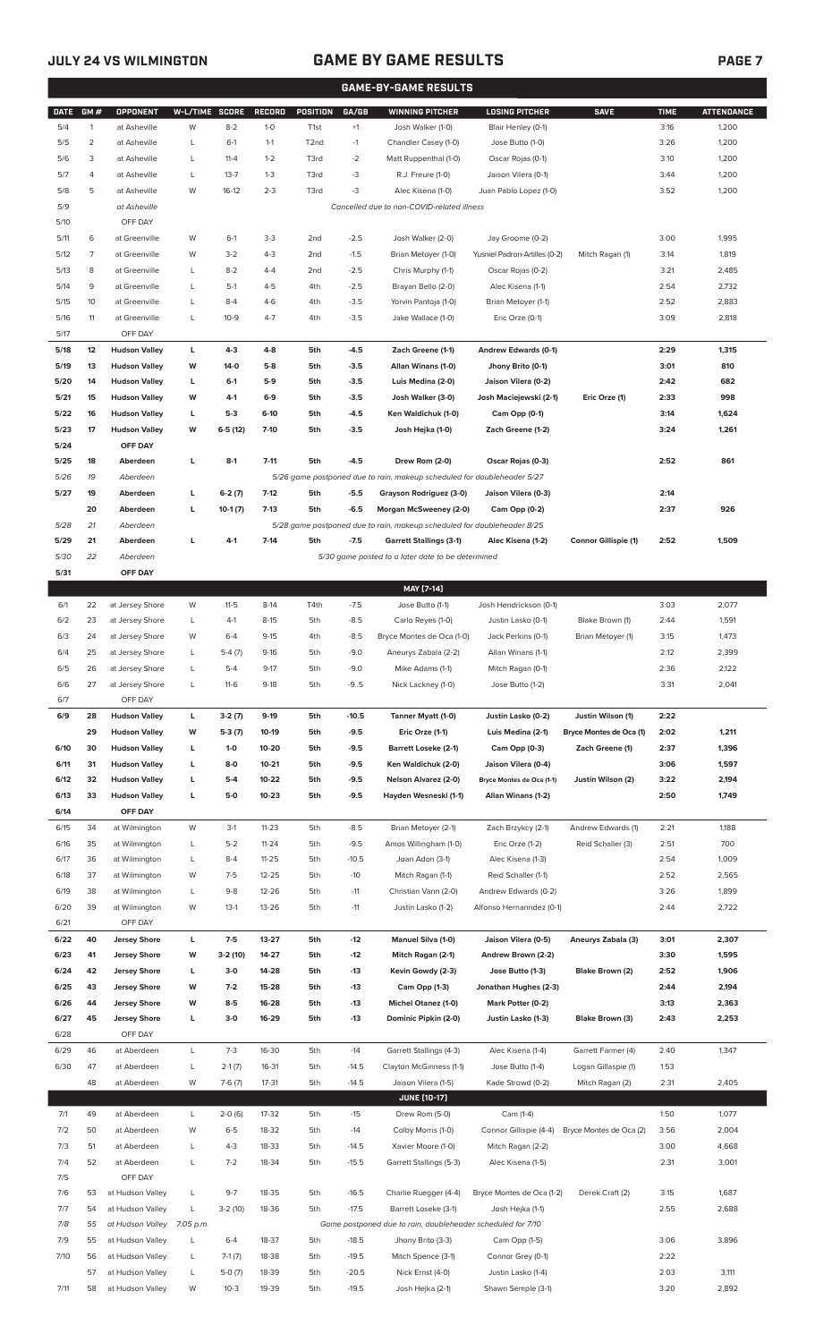## JULY 24 VS WILMINGTON

# GAME BY GAME RESULTS

### GAME-BY-GAME RESULTS

| DATE | GM # | OPPONENT | W-L/TIME | SCORE | RECORD | POSITION | GA/GB | WINNING PITCHER | LOSING PITCHER | SAVE | TIME | ATTENDANCE |
|---|---|---|---|---|---|---|---|---|---|---|---|---|
| 5/4 | 1 | at Asheville | W | 8-2 | 1-0 | T1st | +1 | Josh Walker (1-0) | Blair Henley (0-1) | | 3:16 | 1,200 |
| 5/5 | 2 | at Asheville | L | 6-1 | 1-1 | T2nd | -1 | Chandler Casey (1-0) | Jose Butto (1-0) | | 3:26 | 1,200 |
| 5/6 | 3 | at Asheville | L | 11-4 | 1-2 | T3rd | -2 | Matt Ruppenthal (1-0) | Oscar Rojas (0-1) | | 3:10 | 1,200 |
| 5/7 | 4 | at Asheville | L | 13-7 | 1-3 | T3rd | -3 | R.J. Freure (1-0) | Jaison Vilera (0-1) | | 3:44 | 1,200 |
| 5/8 | 5 | at Asheville | W | 16-12 | 2-3 | T3rd | -3 | Alec Kisena (1-0) | Juan Pablo Lopez (1-0) | | 3:52 | 1,200 |
| 5/9 | | at Asheville | | | | | | Cancelled due to non-COVID-related illness | | | | |
| 5/10 | | OFF DAY | | | | | | | | | | |
| 5/11 | 6 | at Greenville | W | 6-1 | 3-3 | 2nd | -2.5 | Josh Walker (2-0) | Jay Groome (0-2) | | 3:00 | 1,995 |
| 5/12 | 7 | at Greenville | W | 3-2 | 4-3 | 2nd | -1.5 | Brian Metoyer (1-0) | Yusniel Padron-Artilles (0-2) | Mitch Ragan (1) | 3:14 | 1,819 |
| 5/13 | 8 | at Greenville | L | 8-2 | 4-4 | 2nd | -2.5 | Chris Murphy (1-1) | Oscar Rojas (0-2) | | 3:21 | 2,485 |
| 5/14 | 9 | at Greenville | L | 5-1 | 4-5 | 4th | -2.5 | Brayan Bello (2-0) | Alec Kisena (1-1) | | 2:54 | 2,732 |
| 5/15 | 10 | at Greenville | L | 8-4 | 4-6 | 4th | -3.5 | Yorvin Pantoja (1-0) | Brian Metoyer (1-1) | | 2:52 | 2,883 |
| 5/16 | 11 | at Greenville | L | 10-9 | 4-7 | 4th | -3.5 | Jake Wallace (1-0) | Eric Orze (0-1) | | 3:09 | 2,818 |
| 5/17 | | OFF DAY | | | | | | | | | | |
| **5/18** | **12** | **Hudson Valley** | **L** | **4-3** | **4-8** | **5th** | **-4.5** | **Zach Greene (1-1)** | **Andrew Edwards (0-1)** | | **2:29** | **1,315** |
| **5/19** | **13** | **Hudson Valley** | **W** | **14-0** | **5-8** | **5th** | **-3.5** | **Allan Winans (1-0)** | **Jhony Brito (0-1)** | | **3:01** | **810** |
| **5/20** | **14** | **Hudson Valley** | **L** | **6-1** | **5-9** | **5th** | **-3.5** | **Luis Medina (2-0)** | **Jaison Vilera (0-2)** | | **2:42** | **682** |
| **5/21** | **15** | **Hudson Valley** | **W** | **4-1** | **6-9** | **5th** | **-3.5** | **Josh Walker (3-0)** | **Josh Maciejewski (2-1)** | **Eric Orze (1)** | **2:33** | **998** |
| **5/22** | **16** | **Hudson Valley** | **L** | **5-3** | **6-10** | **5th** | **-4.5** | **Ken Waldichuk (1-0)** | **Cam Opp (0-1)** | | **3:14** | **1,624** |
| **5/23** | **17** | **Hudson Valley** | **W** | **6-5 (12)** | **7-10** | **5th** | **-3.5** | **Josh Hejka (1-0)** | **Zach Greene (1-2)** | | **3:24** | **1,261** |
| **5/24** | | **OFF DAY** | | | | | | | | | | |
| **5/25** | **18** | **Aberdeen** | **L** | **8-1** | **7-11** | **5th** | **-4.5** | **Drew Rom (2-0)** | **Oscar Rojas (0-3)** | | **2:52** | **861** |
| *5/26* | *19* | *Aberdeen* | | | | | | *5/26 game postponed due to rain, makeup scheduled for doubleheader 5/27* | | | | |
| **5/27** | **19** | **Aberdeen** | **L** | **6-2 (7)** | **7-12** | **5th** | **-5.5** | **Grayson Rodriguez (3-0)** | **Jaison Vilera (0-3)** | | **2:14** | |
| | **20** | **Aberdeen** | **L** | **10-1 (7)** | **7-13** | **5th** | **-6.5** | **Morgan McSweeney (2-0)** | **Cam Opp (0-2)** | | **2:37** | **926** |
| *5/28* | *21* | *Aberdeen* | | | | | | *5/28 game postponed due to rain, makeup scheduled for doubleheader 8/25* | | | | |
| **5/29** | **21** | **Aberdeen** | **L** | **4-1** | **7-14** | **5th** | **-7.5** | **Garrett Stallings (3-1)** | **Alec Kisena (1-2)** | **Connor Gillispie (1)** | **2:52** | **1,509** |
| *5/30* | *22* | *Aberdeen* | | | | | | *5/30 game posted to a later date to be determined* | | | | |
| **5/31** | | **OFF DAY** | | | | | | | | | | |
| | | | | | | | | **MAY [7-14]** | | | | |
| 6/1 | 22 | at Jersey Shore | W | 11-5 | 8-14 | T4th | -7.5 | Jose Butto (1-1) | Josh Hendrickson (0-1) | | 3:03 | 2,077 |
| 6/2 | 23 | at Jersey Shore | L | 4-1 | 8-15 | 5th | -8.5 | Carlo Reyes (1-0) | Justin Lasko (0-1) | Blake Brown (1) | 2:44 | 1,591 |
| 6/3 | 24 | at Jersey Shore | W | 6-4 | 9-15 | 4th | -8.5 | Bryce Montes de Oca (1-0) | Jack Perkins (0-1) | Brian Metoyer (1) | 3:15 | 1,473 |
| 6/4 | 25 | at Jersey Shore | L | 5-4 (7) | 9-16 | 5th | -9.0 | Aneurys Zabala (2-2) | Allan Winans (1-1) | | 2:12 | 2,399 |
| 6/5 | 26 | at Jersey Shore | L | 5-4 | 9-17 | 5th | -9.0 | Mike Adams (1-1) | Mitch Ragan (0-1) | | 2:36 | 2,122 |
| 6/6 | 27 | at Jersey Shore | L | 11-6 | 9-18 | 5th | -9..5 | Nick Lackney (1-0) | Jose Butto (1-2) | | 3:31 | 2,041 |
| 6/7 | | OFF DAY | | | | | | | | | | |
| **6/9** | **28** | **Hudson Valley** | **L** | **3-2 (7)** | **9-19** | **5th** | **-10.5** | **Tanner Myatt (1-0)** | **Justin Lasko (0-2)** | **Justin Wilson (1)** | **2:22** | |
| | **29** | **Hudson Valley** | **W** | **5-3 (7)** | **10-19** | **5th** | **-9.5** | **Eric Orze (1-1)** | **Luis Medina (2-1)** | **Bryce Montes de Oca (1)** | **2:02** | **1,211** |
| **6/10** | **30** | **Hudson Valley** | **L** | **1-0** | **10-20** | **5th** | **-9.5** | **Barrett Loseke (2-1)** | **Cam Opp (0-3)** | **Zach Greene (1)** | **2:37** | **1,396** |
| **6/11** | **31** | **Hudson Valley** | **L** | **8-0** | **10-21** | **5th** | **-9.5** | **Ken Waldichuk (2-0)** | **Jaison Vilera (0-4)** | | **3:06** | **1,597** |
| **6/12** | **32** | **Hudson Valley** | **L** | **5-4** | **10-22** | **5th** | **-9.5** | **Nelson Alvarez (2-0)** | **Bryce Montes de Oca (1-1)** | **Justin Wilson (2)** | **3:22** | **2,194** |
| **6/13** | **33** | **Hudson Valley** | **L** | **5-0** | **10-23** | **5th** | **-9.5** | **Hayden Wesneski (1-1)** | **Allan Winans (1-2)** | | **2:50** | **1,749** |
| **6/14** | | **OFF DAY** | | | | | | | | | | |
| 6/15 | 34 | at Wilmington | W | 3-1 | 11-23 | 5th | -8.5 | Brian Metoyer (2-1) | Zach Brzykcy (2-1) | Andrew Edwards (1) | 2:21 | 1,188 |
| 6/16 | 35 | at Wilmington | L | 5-2 | 11-24 | 5th | -9.5 | Amos Willingham (1-0) | Eric Orze (1-2) | Reid Schaller (3) | 2:51 | 700 |
| 6/17 | 36 | at Wilmington | L | 8-4 | 11-25 | 5th | -10.5 | Joan Adon (3-1) | Alec Kisena (1-3) | | 2:54 | 1,009 |
| 6/18 | 37 | at Wilmington | W | 7-5 | 12-25 | 5th | -10 | Mitch Ragan (1-1) | Reid Schaller (1-1) | | 2:52 | 2,565 |
| 6/19 | 38 | at Wilmington | L | 9-8 | 12-26 | 5th | -11 | Christian Vann (2-0) | Andrew Edwards (0-2) | | 3:26 | 1,899 |
| 6/20 | 39 | at Wilmington | W | 13-1 | 13-26 | 5th | -11 | Justin Lasko (1-2) | Alfonso Hernanndez (0-1) | | 2:44 | 2,722 |
| 6/21 | | OFF DAY | | | | | | | | | | |
| **6/22** | **40** | **Jersey Shore** | **L** | **7-5** | **13-27** | **5th** | **-12** | **Manuel Silva (1-0)** | **Jaison Vilera (0-5)** | **Aneurys Zabala (3)** | **3:01** | **2,307** |
| **6/23** | **41** | **Jersey Shore** | **W** | **3-2 (10)** | **14-27** | **5th** | **-12** | **Mitch Ragan (2-1)** | **Andrew Brown (2-2)** | | **3:30** | **1,595** |
| **6/24** | **42** | **Jersey Shore** | **L** | **3-0** | **14-28** | **5th** | **-13** | **Kevin Gowdy (2-3)** | **Jose Butto (1-3)** | **Blake Brown (2)** | **2:52** | **1,906** |
| **6/25** | **43** | **Jersey Shore** | **W** | **7-2** | **15-28** | **5th** | **-13** | **Cam Opp (1-3)** | **Jonathan Hughes (2-3)** | | **2:44** | **2,194** |
| **6/26** | **44** | **Jersey Shore** | **W** | **8-5** | **16-28** | **5th** | **-13** | **Michel Otanez (1-0)** | **Mark Potter (0-2)** | | **3:13** | **2,363** |
| **6/27** | **45** | **Jersey Shore** | **L** | **3-0** | **16-29** | **5th** | **-13** | **Dominic Pipkin (2-0)** | **Justin Lasko (1-3)** | **Blake Brown (3)** | **2:43** | **2,253** |
| 6/28 | | OFF DAY | | | | | | | | | | |
| 6/29 | 46 | at Aberdeen | L | 7-3 | 16-30 | 5th | -14 | Garrett Stallings (4-3) | Alec Kisena (1-4) | Garrett Farmer (4) | 2:40 | 1,347 |
| 6/30 | 47 | at Aberdeen | L | 2-1 (7) | 16-31 | 5th | -14.5 | Clayton McGinness (1-1) | Jose Butto (1-4) | Logan Gillaspie (1) | 1:53 | |
| | 48 | at Aberdeen | W | 7-6 (7) | 17-31 | 5th | -14.5 | Jaison Vilera (1-5) | Kade Strowd (0-2) | Mitch Ragan (2) | 2:31 | 2,405 |
| | | | | | | | | **JUNE [10-17]** | | | | |
| 7/1 | 49 | at Aberdeen | L | 2-0 (6) | 17-32 | 5th | -15 | Drew Rom (5-0) | Cam (1-4) | | 1:50 | 1,077 |
| 7/2 | 50 | at Aberdeen | W | 6-5 | 18-32 | 5th | -14 | Colby Morris (1-0) | Connor Gillispie (4-4) | Bryce Montes de Oca (2) | 3:56 | 2,004 |
| 7/3 | 51 | at Aberdeen | L | 4-3 | 18-33 | 5th | -14.5 | Xavier Moore (1-0) | Mitch Ragan (2-2) | | 3:00 | 4,668 |
| 7/4 | 52 | at Aberdeen | L | 7-2 | 18-34 | 5th | -15.5 | Garrett Stallings (5-3) | Alec Kisena (1-5) | | 2:31 | 3,001 |
| 7/5 | | OFF DAY | | | | | | | | | | |
| 7/6 | 53 | at Hudson Valley | L | 9-7 | 18-35 | 5th | -16.5 | Charlie Ruegger (4-4) | Bryce Montes de Oca (1-2) | Derek Craft (2) | 3:15 | 1,687 |
| 7/7 | 54 | at Hudson Valley | L | 3-2 (10) | 18-36 | 5th | -17.5 | Barrett Loseke (3-1) | Josh Hejka (1-1) | | 2:55 | 2,688 |
| *7/8* | *55* | *at Hudson Valley* | *7:05 p.m.* | | | | | *Game postponed due to rain, doubleheader scheduled for 7/10* | | | | |
| 7/9 | 55 | at Hudson Valley | L | 6-4 | 18-37 | 5th | -18.5 | Jhony Brito (3-3) | Cam Opp (1-5) | | 3:06 | 3,896 |
| 7/10 | 56 | at Hudson Valley | L | 7-1 (7) | 18-38 | 5th | -19.5 | Mitch Spence (3-1) | Connor Grey (0-1) | | 2:22 | |
| | 57 | at Hudson Valley | L | 5-0 (7) | 18-39 | 5th | -20.5 | Nick Ernst (4-0) | Justin Lasko (1-4) | | 2:03 | 3,111 |
| 7/11 | 58 | at Hudson Valley | W | 10-3 | 19-39 | 5th | -19.5 | Josh Hejka (2-1) | Shawn Semple (3-1) | | 3:20 | 2,892 |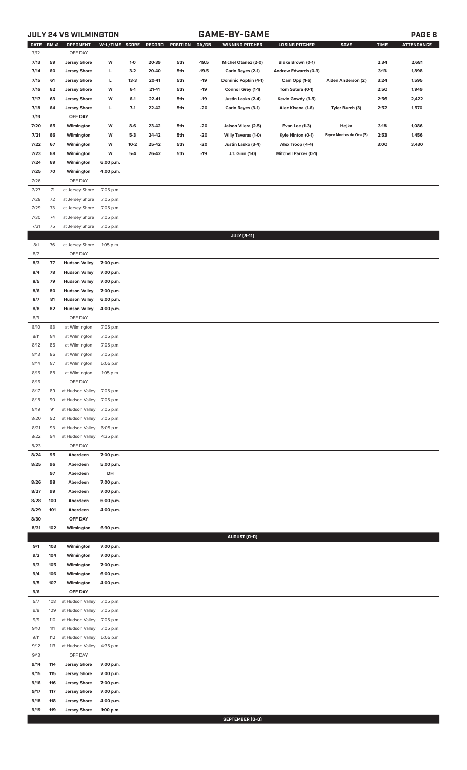## JULY 24 VS WILMINGTON — GAME-BY-GAME

| DATE | GM # | OPPONENT | W-L/TIME | SCORE | RECORD | POSITION | GA/GB | WINNING PITCHER | LOSING PITCHER | SAVE | TIME | ATTENDANCE |
|---|---|---|---|---|---|---|---|---|---|---|---|---|
| 7/12 | | OFF DAY | | | | | | | | | | |
| 7/13 | 59 | Jersey Shore | W | 1-0 | 20-39 | 5th | -19.5 | Michel Otanez (2-0) | Blake Brown (0-1) | | 2:34 | 2,681 |
| 7/14 | 60 | Jersey Shore | L | 3-2 | 20-40 | 5th | -19.5 | Carlo Reyes (2-1) | Andrew Edwards (0-3) | | 3:13 | 1,898 |
| 7/15 | 61 | Jersey Shore | L | 13-3 | 20-41 | 5th | -19 | Dominic Popkin (4-1) | Cam Opp (1-6) | Aiden Anderson (2) | 3:24 | 1,595 |
| 7/16 | 62 | Jersey Shore | W | 6-1 | 21-41 | 5th | -19 | Connor Grey (1-1) | Tom Sutera (0-1) | | 2:50 | 1,949 |
| 7/17 | 63 | Jersey Shore | W | 6-1 | 22-41 | 5th | -19 | Justin Lasko (2-4) | Kevin Gowdy (3-5) | | 2:56 | 2,422 |
| 7/18 | 64 | Jersey Shore | L | 7-1 | 22-42 | 5th | -20 | Carlo Reyes (3-1) | Alec Kisena (1-6) | Tyler Burch (3) | 2:52 | 1,570 |
| 7/19 | | OFF DAY | | | | | | | | | | |
| 7/20 | 65 | Wilmington | W | 8-6 | 23-42 | 5th | -20 | Jaison Vilera (2-5) | Evan Lee (1-3) | Hejka | 3:18 | 1,086 |
| 7/21 | 66 | Wilmington | W | 5-3 | 24-42 | 5th | -20 | Willy Taveras (1-0) | Kyle Hinton (0-1) | Bryce Montes de Oca (3) | 2:53 | 1,456 |
| 7/22 | 67 | Wilmington | W | 10-2 | 25-42 | 5th | -20 | Justin Lasko (3-4) | Alex Troop (4-4) | | 3:00 | 3,430 |
| 7/23 | 68 | Wilmington | W | 5-4 | 26-42 | 5th | -19 | J.T. Ginn (1-0) | Mitchell Parker (0-1) | | | |
| 7/24 | 69 | Wilmington | 6:00 p.m. | | | | | | | | | |
| 7/25 | 70 | Wilmington | 4:00 p.m. | | | | | | | | | |
| 7/26 | | OFF DAY | | | | | | | | | | |
| 7/27 | 71 | at Jersey Shore | 7:05 p.m. | | | | | | | | | |
| 7/28 | 72 | at Jersey Shore | 7:05 p.m. | | | | | | | | | |
| 7/29 | 73 | at Jersey Shore | 7:05 p.m. | | | | | | | | | |
| 7/30 | 74 | at Jersey Shore | 7:05 p.m. | | | | | | | | | |
| 7/31 | 75 | at Jersey Shore | 7:05 p.m. | | | | | | | | | |
| | | | | | | | | JULY [8-11] | | | | |
| 8/1 | 76 | at Jersey Shore | 1:05 p.m. | | | | | | | | | |
| 8/2 | | OFF DAY | | | | | | | | | | |
| 8/3 | 77 | Hudson Valley | 7:00 p.m. | | | | | | | | | |
| 8/4 | 78 | Hudson Valley | 7:00 p.m. | | | | | | | | | |
| 8/5 | 79 | Hudson Valley | 7:00 p.m. | | | | | | | | | |
| 8/6 | 80 | Hudson Valley | 7:00 p.m. | | | | | | | | | |
| 8/7 | 81 | Hudson Valley | 6:00 p.m. | | | | | | | | | |
| 8/8 | 82 | Hudson Valley | 4:00 p.m. | | | | | | | | | |
| 8/9 | | OFF DAY | | | | | | | | | | |
| 8/10 | 83 | at Wilmington | 7:05 p.m. | | | | | | | | | |
| 8/11 | 84 | at Wilmington | 7:05 p.m. | | | | | | | | | |
| 8/12 | 85 | at Wilmington | 7:05 p.m. | | | | | | | | | |
| 8/13 | 86 | at Wilmington | 7:05 p.m. | | | | | | | | | |
| 8/14 | 87 | at Wilmington | 6:05 p.m. | | | | | | | | | |
| 8/15 | 88 | at Wilmington | 1:05 p.m. | | | | | | | | | |
| 8/16 | | OFF DAY | | | | | | | | | | |
| 8/17 | 89 | at Hudson Valley | 7:05 p.m. | | | | | | | | | |
| 8/18 | 90 | at Hudson Valley | 7:05 p.m. | | | | | | | | | |
| 8/19 | 91 | at Hudson Valley | 7:05 p.m. | | | | | | | | | |
| 8/20 | 92 | at Hudson Valley | 7:05 p.m. | | | | | | | | | |
| 8/21 | 93 | at Hudson Valley | 6:05 p.m. | | | | | | | | | |
| 8/22 | 94 | at Hudson Valley | 4:35 p.m. | | | | | | | | | |
| 8/23 | | OFF DAY | | | | | | | | | | |
| 8/24 | 95 | Aberdeen | 7:00 p.m. | | | | | | | | | |
| 8/25 | 96 | Aberdeen | 5:00 p.m. | | | | | | | | | |
| | 97 | Aberdeen | DH | | | | | | | | | |
| 8/26 | 98 | Aberdeen | 7:00 p.m. | | | | | | | | | |
| 8/27 | 99 | Aberdeen | 7:00 p.m. | | | | | | | | | |
| 8/28 | 100 | Aberdeen | 6:00 p.m. | | | | | | | | | |
| 8/29 | 101 | Aberdeen | 4:00 p.m. | | | | | | | | | |
| 8/30 | | OFF DAY | | | | | | | | | | |
| 8/31 | 102 | Wilmington | 6:30 p.m. | | | | | | | | | |
| | | | | | | | | AUGUST [0-0] | | | | |
| 9/1 | 103 | Wilmington | 7:00 p.m. | | | | | | | | | |
| 9/2 | 104 | Wilmington | 7:00 p.m. | | | | | | | | | |
| 9/3 | 105 | Wilmington | 7:00 p.m. | | | | | | | | | |
| 9/4 | 106 | Wilmington | 6:00 p.m. | | | | | | | | | |
| 9/5 | 107 | Wilmington | 4:00 p.m. | | | | | | | | | |
| 9/6 | | OFF DAY | | | | | | | | | | |
| 9/7 | 108 | at Hudson Valley | 7:05 p.m. | | | | | | | | | |
| 9/8 | 109 | at Hudson Valley | 7:05 p.m. | | | | | | | | | |
| 9/9 | 110 | at Hudson Valley | 7:05 p.m. | | | | | | | | | |
| 9/10 | 111 | at Hudson Valley | 7:05 p.m. | | | | | | | | | |
| 9/11 | 112 | at Hudson Valley | 6:05 p.m. | | | | | | | | | |
| 9/12 | 113 | at Hudson Valley | 4:35 p.m. | | | | | | | | | |
| 9/13 | | OFF DAY | | | | | | | | | | |
| 9/14 | 114 | Jersey Shore | 7:00 p.m. | | | | | | | | | |
| 9/15 | 115 | Jersey Shore | 7:00 p.m. | | | | | | | | | |
| 9/16 | 116 | Jersey Shore | 7:00 p.m. | | | | | | | | | |
| 9/17 | 117 | Jersey Shore | 7:00 p.m. | | | | | | | | | |
| 9/18 | 118 | Jersey Shore | 4:00 p.m. | | | | | | | | | |
| 9/19 | 119 | Jersey Shore | 1:00 p.m. | | | | | | | | | |
| | | | | | | | | SEPTEMBER [0-0] | | | | |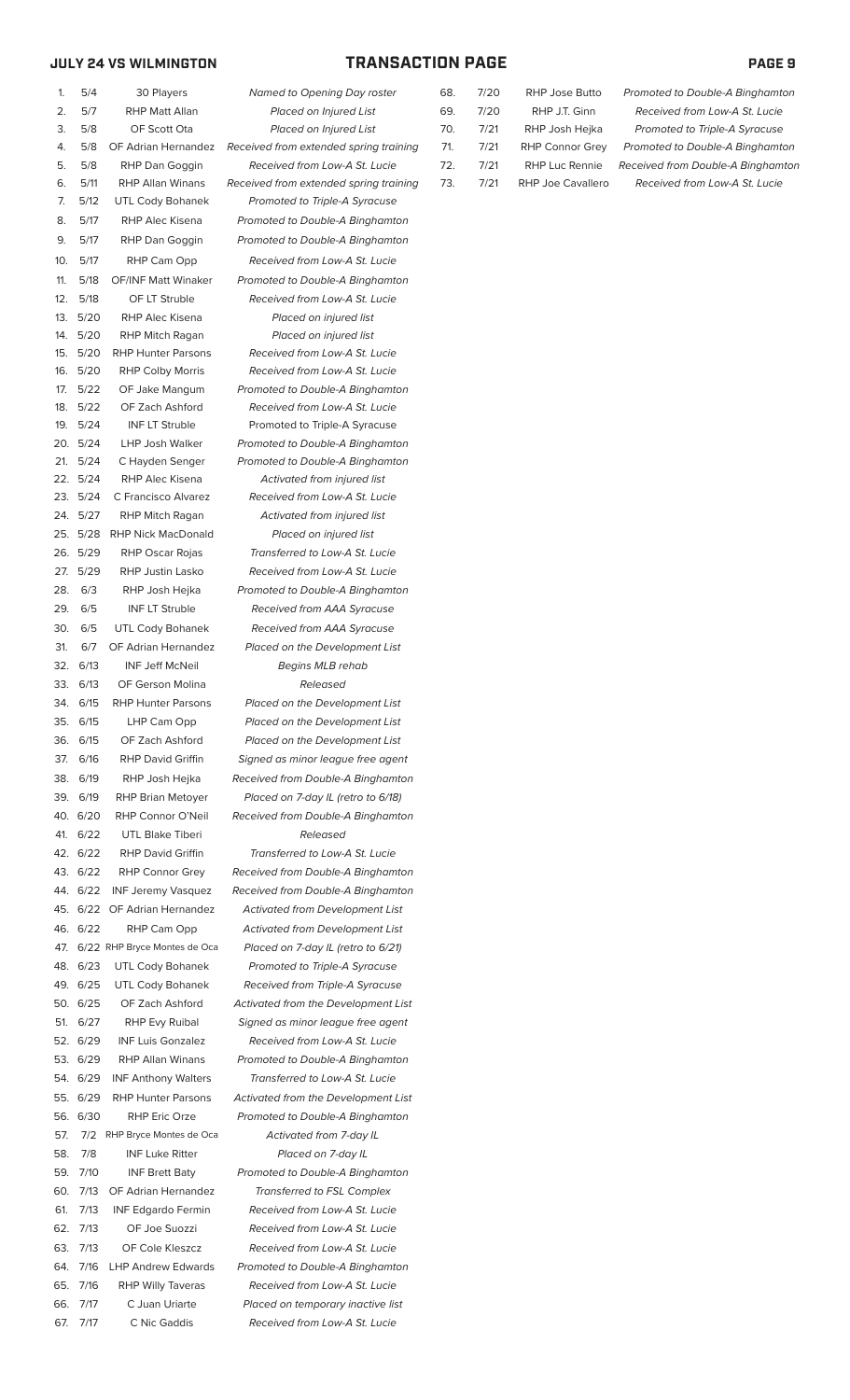## TRANSACTION PAGE

| | | | |
|---|---|---|---|
| 1. | 5/4 | 30 Players | Named to Opening Day roster |
| 2. | 5/7 | RHP Matt Allan | Placed on Injured List |
| 3. | 5/8 | OF Scott Ota | Placed on Injured List |
| 4. | 5/8 | OF Adrian Hernandez | Received from extended spring training |
| 5. | 5/8 | RHP Dan Goggin | Received from Low-A St. Lucie |
| 6. | 5/11 | RHP Allan Winans | Received from extended spring training |
| 7. | 5/12 | UTL Cody Bohanek | Promoted to Triple-A Syracuse |
| 8. | 5/17 | RHP Alec Kisena | Promoted to Double-A Binghamton |
| 9. | 5/17 | RHP Dan Goggin | Promoted to Double-A Binghamton |
| 10. | 5/17 | RHP Cam Opp | Received from Low-A St. Lucie |
| 11. | 5/18 | OF/INF Matt Winaker | Promoted to Double-A Binghamton |
| 12. | 5/18 | OF LT Struble | Received from Low-A St. Lucie |
| 13. | 5/20 | RHP Alec Kisena | Placed on injured list |
| 14. | 5/20 | RHP Mitch Ragan | Placed on injured list |
| 15. | 5/20 | RHP Hunter Parsons | Received from Low-A St. Lucie |
| 16. | 5/20 | RHP Colby Morris | Received from Low-A St. Lucie |
| 17. | 5/22 | OF Jake Mangum | Promoted to Double-A Binghamton |
| 18. | 5/22 | OF Zach Ashford | Received from Low-A St. Lucie |
| 19. | 5/24 | INF LT Struble | Promoted to Triple-A Syracuse |
| 20. | 5/24 | LHP Josh Walker | Promoted to Double-A Binghamton |
| 21. | 5/24 | C Hayden Senger | Promoted to Double-A Binghamton |
| 22. | 5/24 | RHP Alec Kisena | Activated from injured list |
| 23. | 5/24 | C Francisco Alvarez | Received from Low-A St. Lucie |
| 24. | 5/27 | RHP Mitch Ragan | Activated from injured list |
| 25. | 5/28 | RHP Nick MacDonald | Placed on injured list |
| 26. | 5/29 | RHP Oscar Rojas | Transferred to Low-A St. Lucie |
| 27. | 5/29 | RHP Justin Lasko | Received from Low-A St. Lucie |
| 28. | 6/3 | RHP Josh Hejka | Promoted to Double-A Binghamton |
| 29. | 6/5 | INF LT Struble | Received from AAA Syracuse |
| 30. | 6/5 | UTL Cody Bohanek | Received from AAA Syracuse |
| 31. | 6/7 | OF Adrian Hernandez | Placed on the Development List |
| 32. | 6/13 | INF Jeff McNeil | Begins MLB rehab |
| 33. | 6/13 | OF Gerson Molina | Released |
| 34. | 6/15 | RHP Hunter Parsons | Placed on the Development List |
| 35. | 6/15 | LHP Cam Opp | Placed on the Development List |
| 36. | 6/15 | OF Zach Ashford | Placed on the Development List |
| 37. | 6/16 | RHP David Griffin | Signed as minor league free agent |
| 38. | 6/19 | RHP Josh Hejka | Received from Double-A Binghamton |
| 39. | 6/19 | RHP Brian Metoyer | Placed on 7-day IL (retro to 6/18) |
| 40. | 6/20 | RHP Connor O'Neil | Received from Double-A Binghamton |
| 41. | 6/22 | UTL Blake Tiberi | Released |
| 42. | 6/22 | RHP David Griffin | Transferred to Low-A St. Lucie |
| 43. | 6/22 | RHP Connor Grey | Received from Double-A Binghamton |
| 44. | 6/22 | INF Jeremy Vasquez | Received from Double-A Binghamton |
| 45. | 6/22 | OF Adrian Hernandez | Activated from Development List |
| 46. | 6/22 | RHP Cam Opp | Activated from Development List |
| 47. | 6/22 | RHP Bryce Montes de Oca | Placed on 7-day IL (retro to 6/21) |
| 48. | 6/23 | UTL Cody Bohanek | Promoted to Triple-A Syracuse |
| 49. | 6/25 | UTL Cody Bohanek | Received from Triple-A Syracuse |
| 50. | 6/25 | OF Zach Ashford | Activated from the Development List |
| 51. | 6/27 | RHP Evy Ruibal | Signed as minor league free agent |
| 52. | 6/29 | INF Luis Gonzalez | Received from Low-A St. Lucie |
| 53. | 6/29 | RHP Allan Winans | Promoted to Double-A Binghamton |
| 54. | 6/29 | INF Anthony Walters | Transferred to Low-A St. Lucie |
| 55. | 6/29 | RHP Hunter Parsons | Activated from the Development List |
| 56. | 6/30 | RHP Eric Orze | Promoted to Double-A Binghamton |
| 57. | 7/2 | RHP Bryce Montes de Oca | Activated from 7-day IL |
| 58. | 7/8 | INF Luke Ritter | Placed on 7-day IL |
| 59. | 7/10 | INF Brett Baty | Promoted to Double-A Binghamton |
| 60. | 7/13 | OF Adrian Hernandez | Transferred to FSL Complex |
| 61. | 7/13 | INF Edgardo Fermin | Received from Low-A St. Lucie |
| 62. | 7/13 | OF Joe Suozzi | Received from Low-A St. Lucie |
| 63. | 7/13 | OF Cole Kleszcz | Received from Low-A St. Lucie |
| 64. | 7/16 | LHP Andrew Edwards | Promoted to Double-A Binghamton |
| 65. | 7/16 | RHP Willy Taveras | Received from Low-A St. Lucie |
| 66. | 7/17 | C Juan Uriarte | Placed on temporary inactive list |
| 67. | 7/17 | C Nic Gaddis | Received from Low-A St. Lucie |
| 68. | 7/20 | RHP Jose Butto | Promoted to Double-A Binghamton |
| 69. | 7/20 | RHP J.T. Ginn | Received from Low-A St. Lucie |
| 70. | 7/21 | RHP Josh Hejka | Promoted to Triple-A Syracuse |
| 71. | 7/21 | RHP Connor Grey | Promoted to Double-A Binghamton |
| 72. | 7/21 | RHP Luc Rennie | Received from Double-A Binghamton |
| 73. | 7/21 | RHP Joe Cavallero | Received from Low-A St. Lucie |